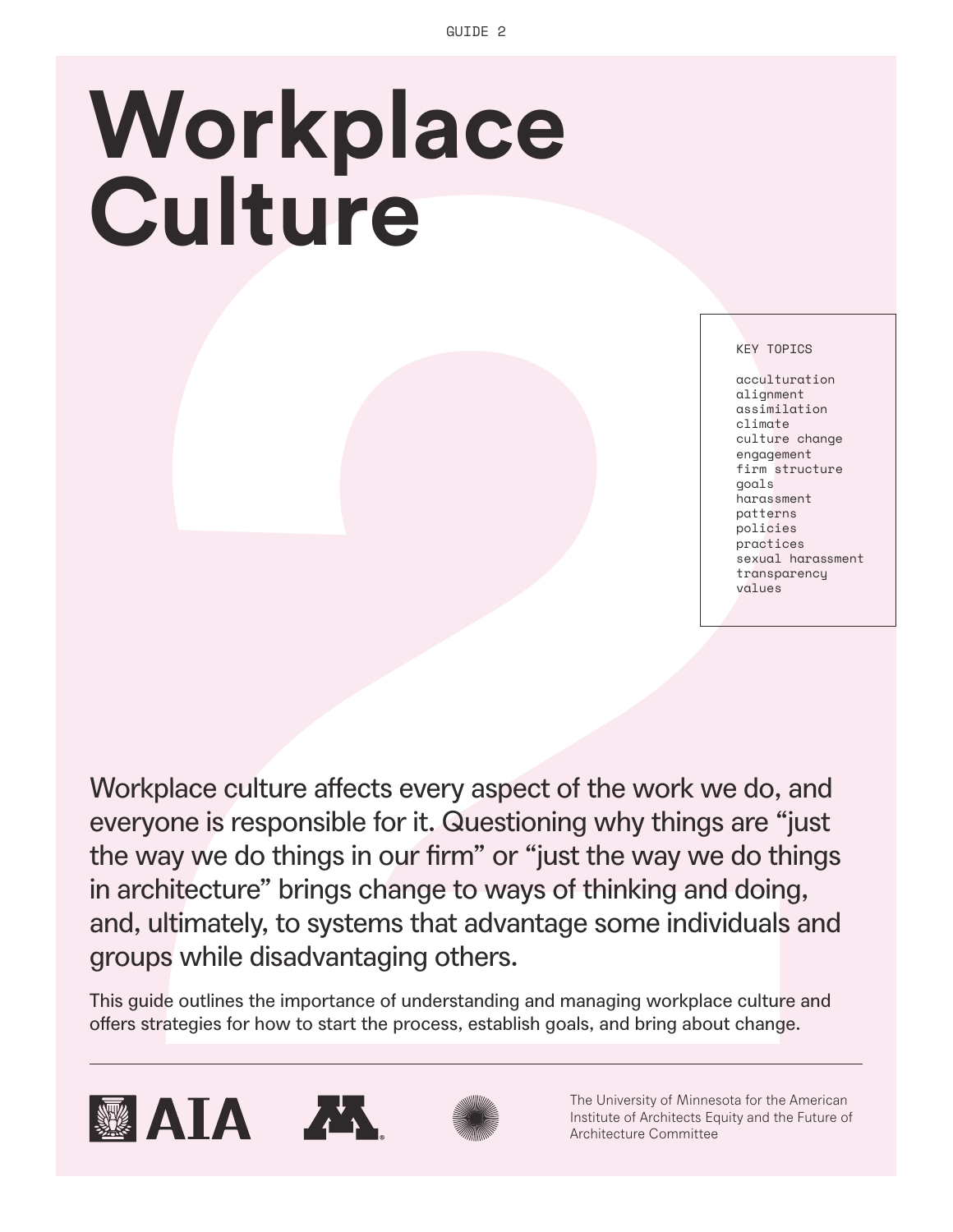GUIDE 2

# Workplace Culture

KEY TOPICS

acculturation
alignment
assimilation
climate
culture change
engagement
firm structure
goals
harassment
patterns
policies
practices
sexual harassment
transparency
values

Workplace culture affects every aspect of the work we do, and everyone is responsible for it. Questioning why things are "just the way we do things in our firm" or "just the way we do things in architecture" brings change to ways of thinking and doing, and, ultimately, to systems that advantage some individuals and groups while disadvantaging others.

This guide outlines the importance of understanding and managing workplace culture and offers strategies for how to start the process, establish goals, and bring about change.

The University of Minnesota for the American Institute of Architects Equity and the Future of Architecture Committee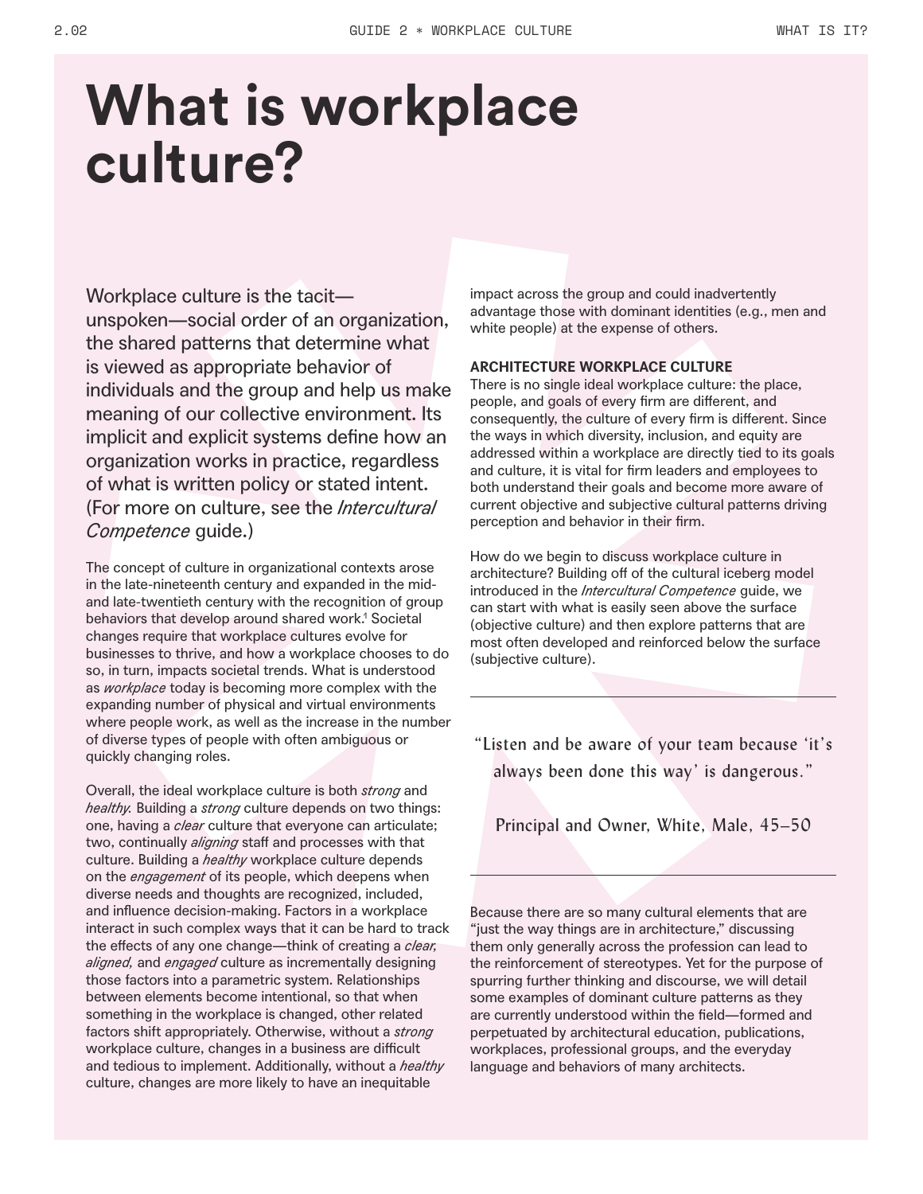# What is workplace culture?

Workplace culture is the tacit—unspoken—social order of an organization, the shared patterns that determine what is viewed as appropriate behavior of individuals and the group and help us make meaning of our collective environment. Its implicit and explicit systems define how an organization works in practice, regardless of what is written policy or stated intent. (For more on culture, see the *Intercultural Competence* guide.)

The concept of culture in organizational contexts arose in the late-nineteenth century and expanded in the mid- and late-twentieth century with the recognition of group behaviors that develop around shared work.[1] Societal changes require that workplace cultures evolve for businesses to thrive, and how a workplace chooses to do so, in turn, impacts societal trends. What is understood as *workplace* today is becoming more complex with the expanding number of physical and virtual environments where people work, as well as the increase in the number of diverse types of people with often ambiguous or quickly changing roles.

Overall, the ideal workplace culture is both *strong* and *healthy*. Building a *strong* culture depends on two things: one, having a *clear* culture that everyone can articulate; two, continually *aligning* staff and processes with that culture. Building a *healthy* workplace culture depends on the *engagement* of its people, which deepens when diverse needs and thoughts are recognized, included, and influence decision-making. Factors in a workplace interact in such complex ways that it can be hard to track the effects of any one change—think of creating a *clear, aligned,* and *engaged* culture as incrementally designing those factors into a parametric system. Relationships between elements become intentional, so that when something in the workplace is changed, other related factors shift appropriately. Otherwise, without a *strong* workplace culture, changes in a business are difficult and tedious to implement. Additionally, without a *healthy* culture, changes are more likely to have an inequitable impact across the group and could inadvertently advantage those with dominant identities (e.g., men and white people) at the expense of others.

**ARCHITECTURE WORKPLACE CULTURE**

There is no single ideal workplace culture: the place, people, and goals of every firm are different, and consequently, the culture of every firm is different. Since the ways in which diversity, inclusion, and equity are addressed within a workplace are directly tied to its goals and culture, it is vital for firm leaders and employees to both understand their goals and become more aware of current objective and subjective cultural patterns driving perception and behavior in their firm.

How do we begin to discuss workplace culture in architecture? Building off of the cultural iceberg model introduced in the *Intercultural Competence* guide, we can start with what is easily seen above the surface (objective culture) and then explore patterns that are most often developed and reinforced below the surface (subjective culture).

> "Listen and be aware of your team because 'it's always been done this way' is dangerous."
>
> Principal and Owner, White, Male, 45–50

Because there are so many cultural elements that are "just the way things are in architecture," discussing them only generally across the profession can lead to the reinforcement of stereotypes. Yet for the purpose of spurring further thinking and discourse, we will detail some examples of dominant culture patterns as they are currently understood within the field—formed and perpetuated by architectural education, publications, workplaces, professional groups, and the everyday language and behaviors of many architects.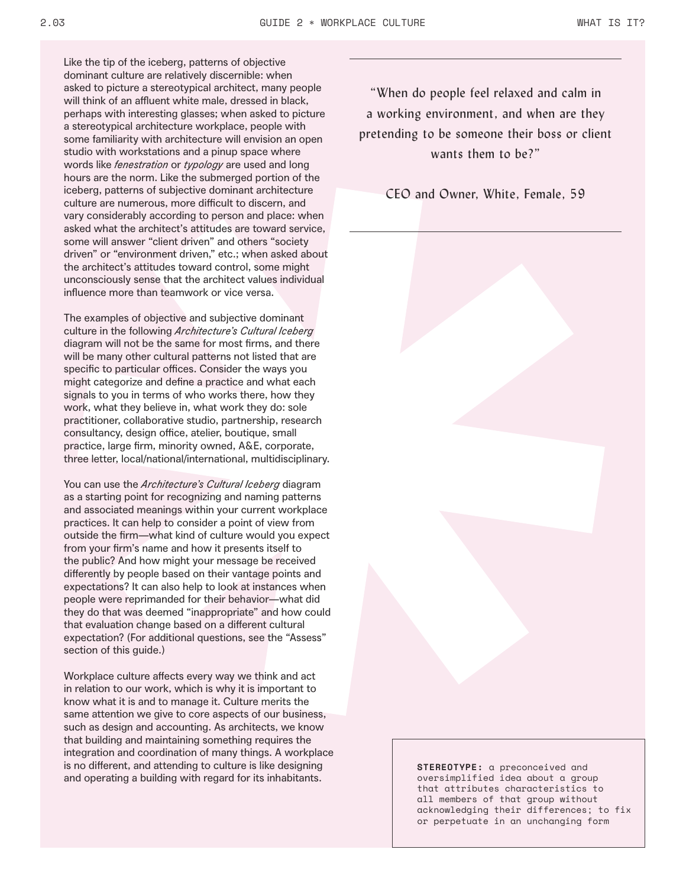Like the tip of the iceberg, patterns of objective dominant culture are relatively discernible: when asked to picture a stereotypical architect, many people will think of an affluent white male, dressed in black, perhaps with interesting glasses; when asked to picture a stereotypical architecture workplace, people with some familiarity with architecture will envision an open studio with workstations and a pinup space where words like *fenestration* or *typology* are used and long hours are the norm. Like the submerged portion of the iceberg, patterns of subjective dominant architecture culture are numerous, more difficult to discern, and vary considerably according to person and place: when asked what the architect's attitudes are toward service, some will answer "client driven" and others "society driven" or "environment driven," etc.; when asked about the architect's attitudes toward control, some might unconsciously sense that the architect values individual influence more than teamwork or vice versa.

The examples of objective and subjective dominant culture in the following *Architecture's Cultural Iceberg* diagram will not be the same for most firms, and there will be many other cultural patterns not listed that are specific to particular offices. Consider the ways you might categorize and define a practice and what each signals to you in terms of who works there, how they work, what they believe in, what work they do: sole practitioner, collaborative studio, partnership, research consultancy, design office, atelier, boutique, small practice, large firm, minority owned, A&E, corporate, three letter, local/national/international, multidisciplinary.

You can use the *Architecture's Cultural Iceberg* diagram as a starting point for recognizing and naming patterns and associated meanings within your current workplace practices. It can help to consider a point of view from outside the firm—what kind of culture would you expect from your firm's name and how it presents itself to the public? And how might your message be received differently by people based on their vantage points and expectations? It can also help to look at instances when people were reprimanded for their behavior—what did they do that was deemed "inappropriate" and how could that evaluation change based on a different cultural expectation? (For additional questions, see the "Assess" section of this guide.)

Workplace culture affects every way we think and act in relation to our work, which is why it is important to know what it is and to manage it. Culture merits the same attention we give to core aspects of our business, such as design and accounting. As architects, we know that building and maintaining something requires the integration and coordination of many things. A workplace is no different, and attending to culture is like designing and operating a building with regard for its inhabitants.

---

> "When do people feel relaxed and calm in a working environment, and when are they pretending to be someone their boss or client wants them to be?"
>
> CEO and Owner, White, Female, 59

---

**STEREOTYPE:** a preconceived and oversimplified idea about a group that attributes characteristics to all members of that group without acknowledging their differences; to fix or perpetuate in an unchanging form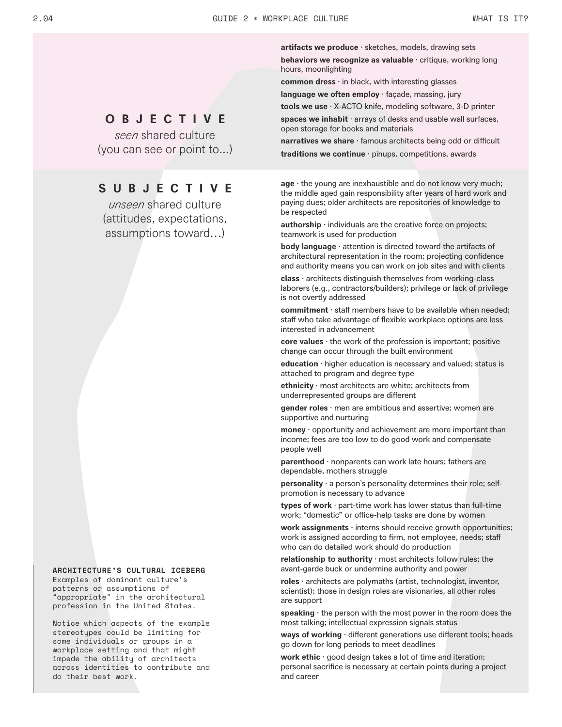## OBJECTIVE

*seen* shared culture
(you can see or point to...)

**artifacts we produce** · sketches, models, drawing sets

**behaviors we recognize as valuable** · critique, working long hours, moonlighting

**common dress** · in black, with interesting glasses

**language we often employ** · façade, massing, jury

**tools we use** · X-ACTO knife, modeling software, 3-D printer

**spaces we inhabit** · arrays of desks and usable wall surfaces, open storage for books and materials

**narratives we share** · famous architects being odd or difficult

**traditions we continue** · pinups, competitions, awards

## SUBJECTIVE

*unseen* shared culture
(attitudes, expectations, assumptions toward…)

**age** · the young are inexhaustible and do not know very much; the middle aged gain responsibility after years of hard work and paying dues; older architects are repositories of knowledge to be respected

**authorship** · individuals are the creative force on projects; teamwork is used for production

**body language** · attention is directed toward the artifacts of architectural representation in the room; projecting confidence and authority means you can work on job sites and with clients

**class** · architects distinguish themselves from working-class laborers (e.g., contractors/builders); privilege or lack of privilege is not overtly addressed

**commitment** · staff members have to be available when needed; staff who take advantage of flexible workplace options are less interested in advancement

**core values** · the work of the profession is important; positive change can occur through the built environment

**education** · higher education is necessary and valued; status is attached to program and degree type

**ethnicity** · most architects are white; architects from underrepresented groups are different

**gender roles** · men are ambitious and assertive; women are supportive and nurturing

**money** · opportunity and achievement are more important than income; fees are too low to do good work and compensate people well

**parenthood** · nonparents can work late hours; fathers are dependable, mothers struggle

**personality** · a person's personality determines their role; self-promotion is necessary to advance

**types of work** · part-time work has lower status than full-time work; "domestic" or office-help tasks are done by women

**work assignments** · interns should receive growth opportunities; work is assigned according to firm, not employee, needs; staff who can do detailed work should do production

**relationship to authority** · most architects follow rules; the avant-garde buck or undermine authority and power

**roles** · architects are polymaths (artist, technologist, inventor, scientist); those in design roles are visionaries, all other roles are support

**speaking** · the person with the most power in the room does the most talking; intellectual expression signals status

**ways of working** · different generations use different tools; heads go down for long periods to meet deadlines

**work ethic** · good design takes a lot of time and iteration; personal sacrifice is necessary at certain points during a project and career

**ARCHITECTURE'S CULTURAL ICEBERG**
Examples of dominant culture's patterns or assumptions of "appropriate" in the architectural profession in the United States.

Notice which aspects of the example stereotypes could be limiting for some individuals or groups in a workplace setting and that might impede the ability of architects across identities to contribute and do their best work.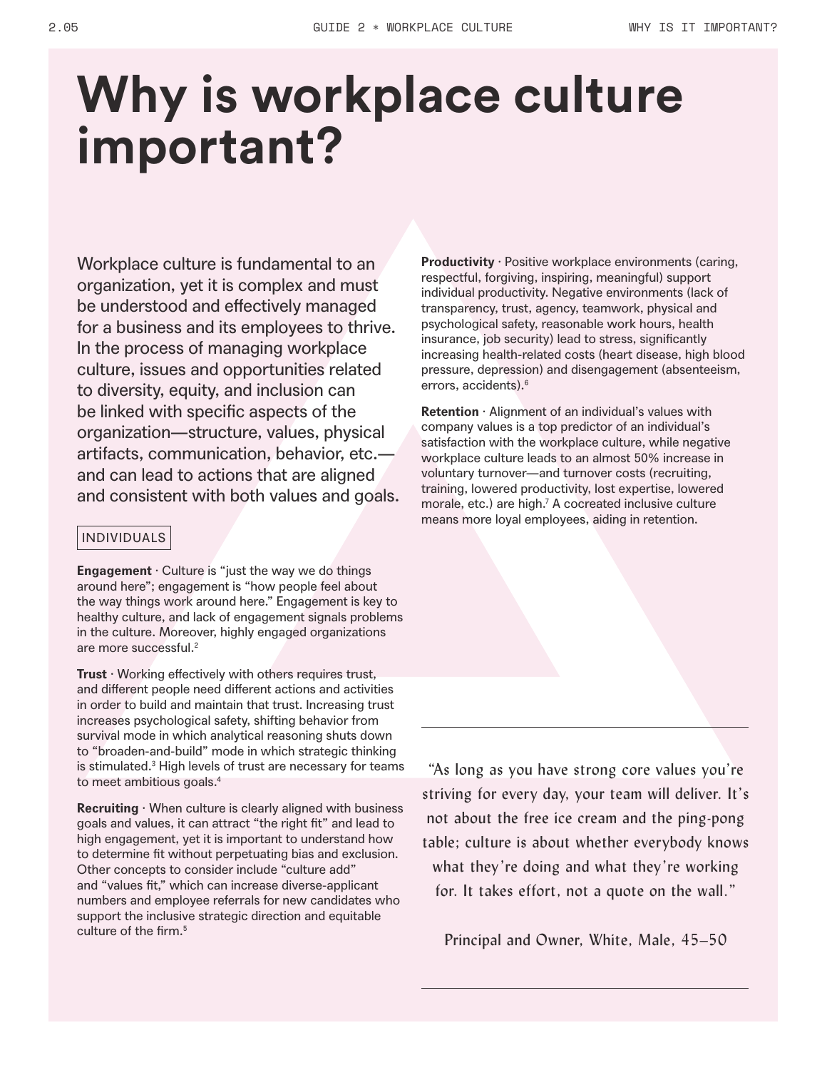# Why is workplace culture important?

Workplace culture is fundamental to an organization, yet it is complex and must be understood and effectively managed for a business and its employees to thrive. In the process of managing workplace culture, issues and opportunities related to diversity, equity, and inclusion can be linked with specific aspects of the organization—structure, values, physical artifacts, communication, behavior, etc.—and can lead to actions that are aligned and consistent with both values and goals.

INDIVIDUALS

**Engagement** · Culture is “just the way we do things around here”; engagement is “how people feel about the way things work around here.” Engagement is key to healthy culture, and lack of engagement signals problems in the culture. Moreover, highly engaged organizations are more successful.[2]

**Trust** · Working effectively with others requires trust, and different people need different actions and activities in order to build and maintain that trust. Increasing trust increases psychological safety, shifting behavior from survival mode in which analytical reasoning shuts down to “broaden-and-build” mode in which strategic thinking is stimulated.[3] High levels of trust are necessary for teams to meet ambitious goals.[4]

**Recruiting** · When culture is clearly aligned with business goals and values, it can attract “the right fit” and lead to high engagement, yet it is important to understand how to determine fit without perpetuating bias and exclusion. Other concepts to consider include “culture add” and “values fit,” which can increase diverse-applicant numbers and employee referrals for new candidates who support the inclusive strategic direction and equitable culture of the firm.[5]

**Productivity** · Positive workplace environments (caring, respectful, forgiving, inspiring, meaningful) support individual productivity. Negative environments (lack of transparency, trust, agency, teamwork, physical and psychological safety, reasonable work hours, health insurance, job security) lead to stress, significantly increasing health-related costs (heart disease, high blood pressure, depression) and disengagement (absenteeism, errors, accidents).[6]

**Retention** · Alignment of an individual’s values with company values is a top predictor of an individual’s satisfaction with the workplace culture, while negative workplace culture leads to an almost 50% increase in voluntary turnover—and turnover costs (recruiting, training, lowered productivity, lost expertise, lowered morale, etc.) are high.[7] A cocreated inclusive culture means more loyal employees, aiding in retention.

> “As long as you have strong core values you’re striving for every day, your team will deliver. It’s not about the free ice cream and the ping-pong table; culture is about whether everybody knows what they’re doing and what they’re working for. It takes effort, not a quote on the wall.”
>
> Principal and Owner, White, Male, 45–50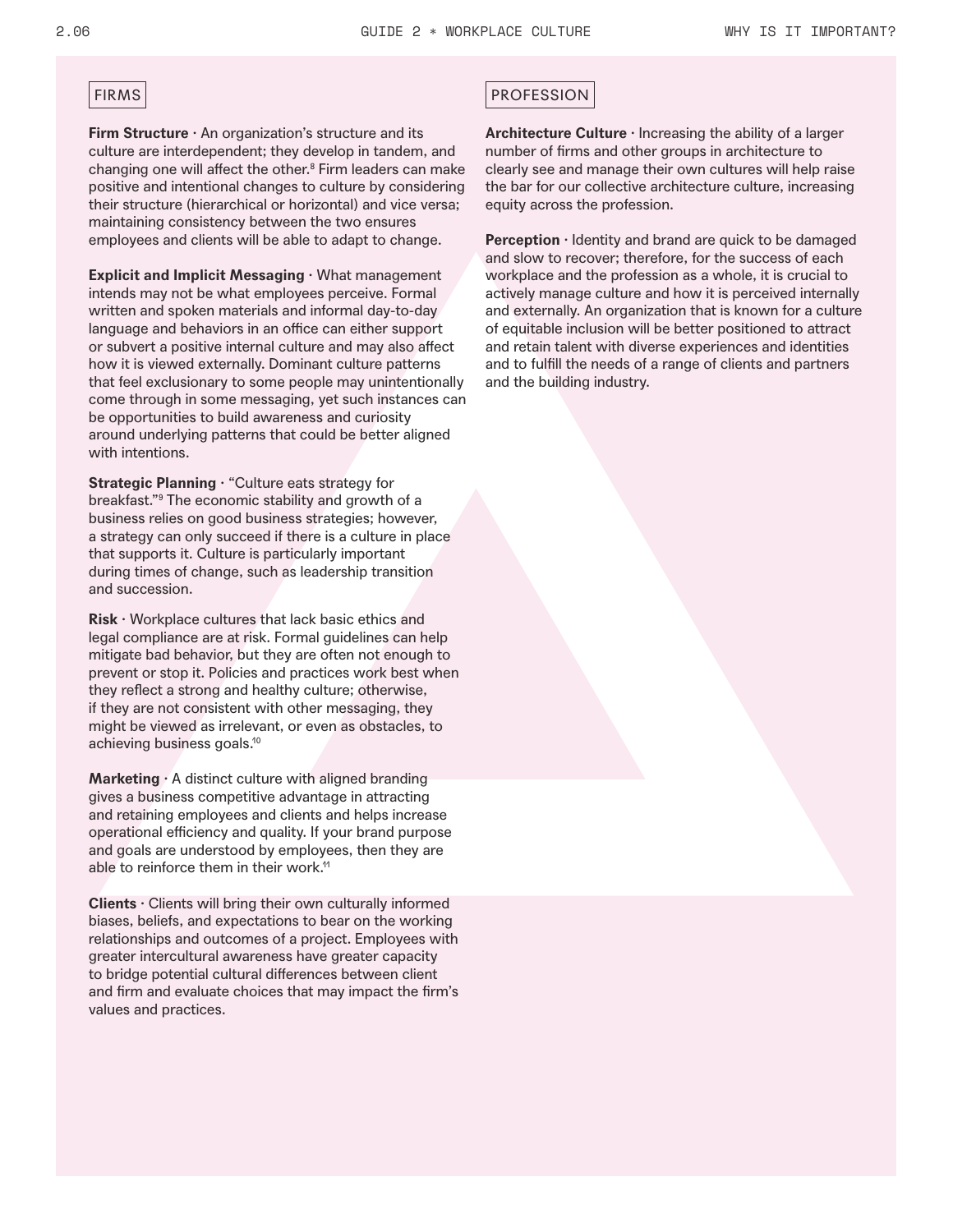## FIRMS

**Firm Structure** · An organization's structure and its culture are interdependent; they develop in tandem, and changing one will affect the other.[8] Firm leaders can make positive and intentional changes to culture by considering their structure (hierarchical or horizontal) and vice versa; maintaining consistency between the two ensures employees and clients will be able to adapt to change.

**Explicit and Implicit Messaging** · What management intends may not be what employees perceive. Formal written and spoken materials and informal day-to-day language and behaviors in an office can either support or subvert a positive internal culture and may also affect how it is viewed externally. Dominant culture patterns that feel exclusionary to some people may unintentionally come through in some messaging, yet such instances can be opportunities to build awareness and curiosity around underlying patterns that could be better aligned with intentions.

**Strategic Planning** · "Culture eats strategy for breakfast."[9] The economic stability and growth of a business relies on good business strategies; however, a strategy can only succeed if there is a culture in place that supports it. Culture is particularly important during times of change, such as leadership transition and succession.

**Risk** · Workplace cultures that lack basic ethics and legal compliance are at risk. Formal guidelines can help mitigate bad behavior, but they are often not enough to prevent or stop it. Policies and practices work best when they reflect a strong and healthy culture; otherwise, if they are not consistent with other messaging, they might be viewed as irrelevant, or even as obstacles, to achieving business goals.[10]

**Marketing** · A distinct culture with aligned branding gives a business competitive advantage in attracting and retaining employees and clients and helps increase operational efficiency and quality. If your brand purpose and goals are understood by employees, then they are able to reinforce them in their work.[11]

**Clients** · Clients will bring their own culturally informed biases, beliefs, and expectations to bear on the working relationships and outcomes of a project. Employees with greater intercultural awareness have greater capacity to bridge potential cultural differences between client and firm and evaluate choices that may impact the firm's values and practices.

## PROFESSION

**Architecture Culture** · Increasing the ability of a larger number of firms and other groups in architecture to clearly see and manage their own cultures will help raise the bar for our collective architecture culture, increasing equity across the profession.

**Perception** · Identity and brand are quick to be damaged and slow to recover; therefore, for the success of each workplace and the profession as a whole, it is crucial to actively manage culture and how it is perceived internally and externally. An organization that is known for a culture of equitable inclusion will be better positioned to attract and retain talent with diverse experiences and identities and to fulfill the needs of a range of clients and partners and the building industry.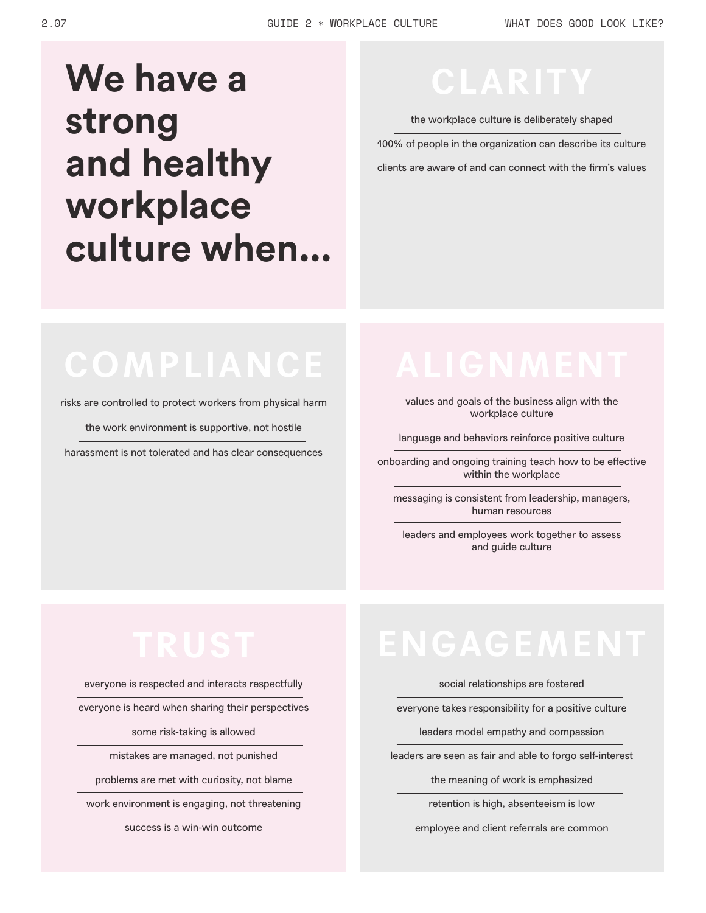# We have a strong and healthy workplace culture when...

## CLARITY

- the workplace culture is deliberately shaped
- 100% of people in the organization can describe its culture
- clients are aware of and can connect with the firm's values

## COMPLIANCE

- risks are controlled to protect workers from physical harm
- the work environment is supportive, not hostile
- harassment is not tolerated and has clear consequences

## ALIGNMENT

- values and goals of the business align with the workplace culture
- language and behaviors reinforce positive culture
- onboarding and ongoing training teach how to be effective within the workplace
- messaging is consistent from leadership, managers, human resources
- leaders and employees work together to assess and guide culture

## TRUST

- everyone is respected and interacts respectfully
- everyone is heard when sharing their perspectives
- some risk-taking is allowed
- mistakes are managed, not punished
- problems are met with curiosity, not blame
- work environment is engaging, not threatening
- success is a win-win outcome

## ENGAGEMENT

- social relationships are fostered
- everyone takes responsibility for a positive culture
- leaders model empathy and compassion
- leaders are seen as fair and able to forgo self-interest
- the meaning of work is emphasized
- retention is high, absenteeism is low
- employee and client referrals are common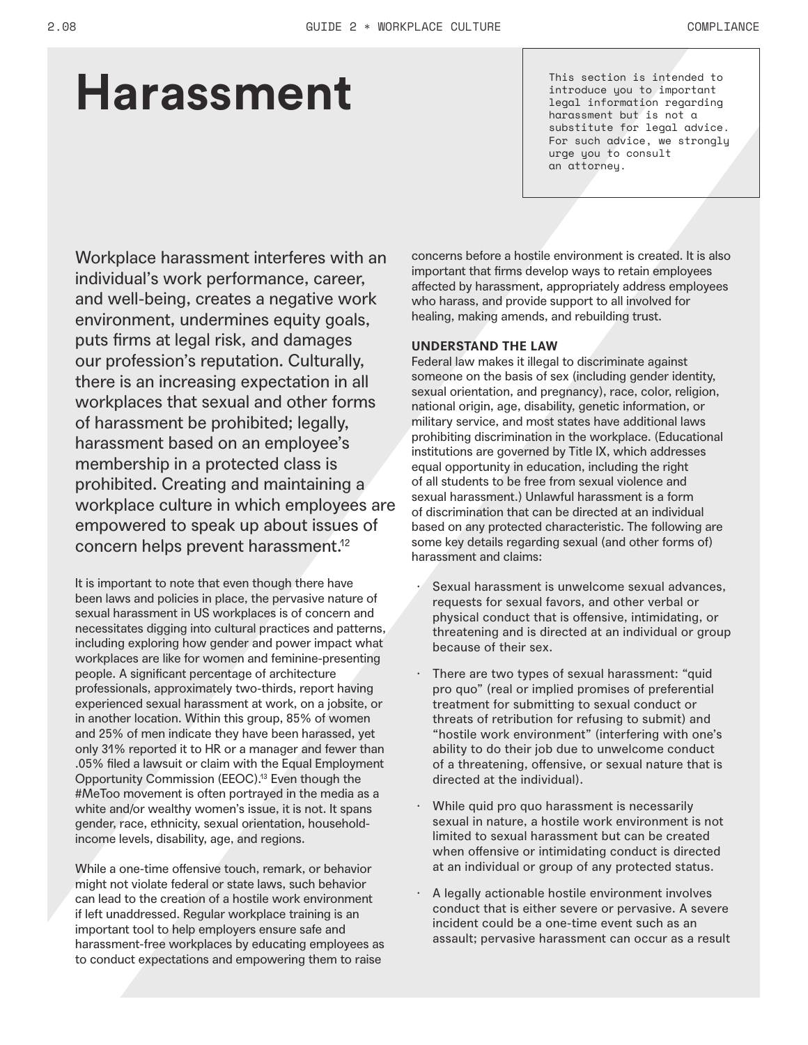# Harassment

This section is intended to introduce you to important legal information regarding harassment but is not a substitute for legal advice. For such advice, we strongly urge you to consult an attorney.

Workplace harassment interferes with an individual's work performance, career, and well-being, creates a negative work environment, undermines equity goals, puts firms at legal risk, and damages our profession's reputation. Culturally, there is an increasing expectation in all workplaces that sexual and other forms of harassment be prohibited; legally, harassment based on an employee's membership in a protected class is prohibited. Creating and maintaining a workplace culture in which employees are empowered to speak up about issues of concern helps prevent harassment.[12]

It is important to note that even though there have been laws and policies in place, the pervasive nature of sexual harassment in US workplaces is of concern and necessitates digging into cultural practices and patterns, including exploring how gender and power impact what workplaces are like for women and feminine-presenting people. A significant percentage of architecture professionals, approximately two-thirds, report having experienced sexual harassment at work, on a jobsite, or in another location. Within this group, 85% of women and 25% of men indicate they have been harassed, yet only 31% reported it to HR or a manager and fewer than .05% filed a lawsuit or claim with the Equal Employment Opportunity Commission (EEOC).[13] Even though the #MeToo movement is often portrayed in the media as a white and/or wealthy women's issue, it is not. It spans gender, race, ethnicity, sexual orientation, household-income levels, disability, age, and regions.

While a one-time offensive touch, remark, or behavior might not violate federal or state laws, such behavior can lead to the creation of a hostile work environment if left unaddressed. Regular workplace training is an important tool to help employers ensure safe and harassment-free workplaces by educating employees as to conduct expectations and empowering them to raise concerns before a hostile environment is created. It is also important that firms develop ways to retain employees affected by harassment, appropriately address employees who harass, and provide support to all involved for healing, making amends, and rebuilding trust.

**UNDERSTAND THE LAW**

Federal law makes it illegal to discriminate against someone on the basis of sex (including gender identity, sexual orientation, and pregnancy), race, color, religion, national origin, age, disability, genetic information, or military service, and most states have additional laws prohibiting discrimination in the workplace. (Educational institutions are governed by Title IX, which addresses equal opportunity in education, including the right of all students to be free from sexual violence and sexual harassment.) Unlawful harassment is a form of discrimination that can be directed at an individual based on any protected characteristic. The following are some key details regarding sexual (and other forms of) harassment and claims:

- Sexual harassment is unwelcome sexual advances, requests for sexual favors, and other verbal or physical conduct that is offensive, intimidating, or threatening and is directed at an individual or group because of their sex.
- There are two types of sexual harassment: "quid pro quo" (real or implied promises of preferential treatment for submitting to sexual conduct or threats of retribution for refusing to submit) and "hostile work environment" (interfering with one's ability to do their job due to unwelcome conduct of a threatening, offensive, or sexual nature that is directed at the individual).
- While quid pro quo harassment is necessarily sexual in nature, a hostile work environment is not limited to sexual harassment but can be created when offensive or intimidating conduct is directed at an individual or group of any protected status.
- A legally actionable hostile environment involves conduct that is either severe or pervasive. A severe incident could be a one-time event such as an assault; pervasive harassment can occur as a result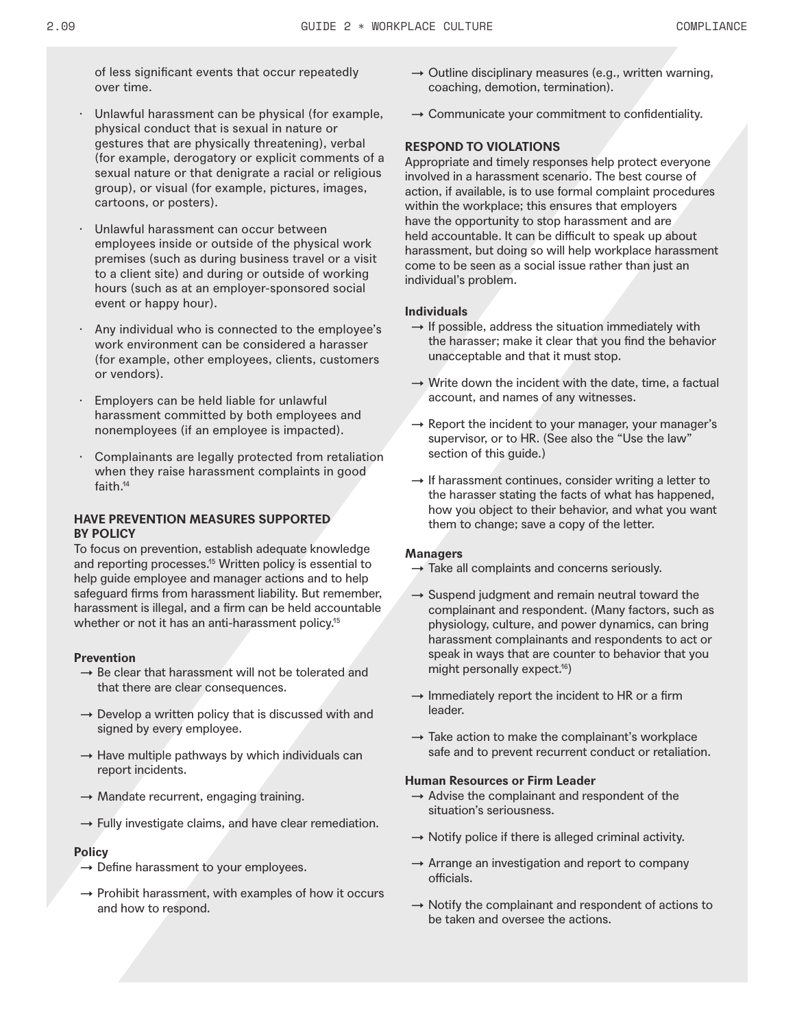of less significant events that occur repeatedly over time.

- Unlawful harassment can be physical (for example, physical conduct that is sexual in nature or gestures that are physically threatening), verbal (for example, derogatory or explicit comments of a sexual nature or that denigrate a racial or religious group), or visual (for example, pictures, images, cartoons, or posters).
- Unlawful harassment can occur between employees inside or outside of the physical work premises (such as during business travel or a visit to a client site) and during or outside of working hours (such as at an employer-sponsored social event or happy hour).
- Any individual who is connected to the employee's work environment can be considered a harasser (for example, other employees, clients, customers or vendors).
- Employers can be held liable for unlawful harassment committed by both employees and nonemployees (if an employee is impacted).
- Complainants are legally protected from retaliation when they raise harassment complaints in good faith.[14]

### HAVE PREVENTION MEASURES SUPPORTED BY POLICY

To focus on prevention, establish adequate knowledge and reporting processes.[15] Written policy is essential to help guide employee and manager actions and to help safeguard firms from harassment liability. But remember, harassment is illegal, and a firm can be held accountable whether or not it has an anti-harassment policy.[15]

**Prevention**

→ Be clear that harassment will not be tolerated and that there are clear consequences.

→ Develop a written policy that is discussed with and signed by every employee.

→ Have multiple pathways by which individuals can report incidents.

→ Mandate recurrent, engaging training.

→ Fully investigate claims, and have clear remediation.

**Policy**

→ Define harassment to your employees.

→ Prohibit harassment, with examples of how it occurs and how to respond.

→ Outline disciplinary measures (e.g., written warning, coaching, demotion, termination).

→ Communicate your commitment to confidentiality.

### RESPOND TO VIOLATIONS

Appropriate and timely responses help protect everyone involved in a harassment scenario. The best course of action, if available, is to use formal complaint procedures within the workplace; this ensures that employers have the opportunity to stop harassment and are held accountable. It can be difficult to speak up about harassment, but doing so will help workplace harassment come to be seen as a social issue rather than just an individual's problem.

**Individuals**

→ If possible, address the situation immediately with the harasser; make it clear that you find the behavior unacceptable and that it must stop.

→ Write down the incident with the date, time, a factual account, and names of any witnesses.

→ Report the incident to your manager, your manager's supervisor, or to HR. (See also the "Use the law" section of this guide.)

→ If harassment continues, consider writing a letter to the harasser stating the facts of what has happened, how you object to their behavior, and what you want them to change; save a copy of the letter.

**Managers**

→ Take all complaints and concerns seriously.

→ Suspend judgment and remain neutral toward the complainant and respondent. (Many factors, such as physiology, culture, and power dynamics, can bring harassment complainants and respondents to act or speak in ways that are counter to behavior that you might personally expect.[16])

→ Immediately report the incident to HR or a firm leader.

→ Take action to make the complainant's workplace safe and to prevent recurrent conduct or retaliation.

**Human Resources or Firm Leader**

→ Advise the complainant and respondent of the situation's seriousness.

→ Notify police if there is alleged criminal activity.

→ Arrange an investigation and report to company officials.

→ Notify the complainant and respondent of actions to be taken and oversee the actions.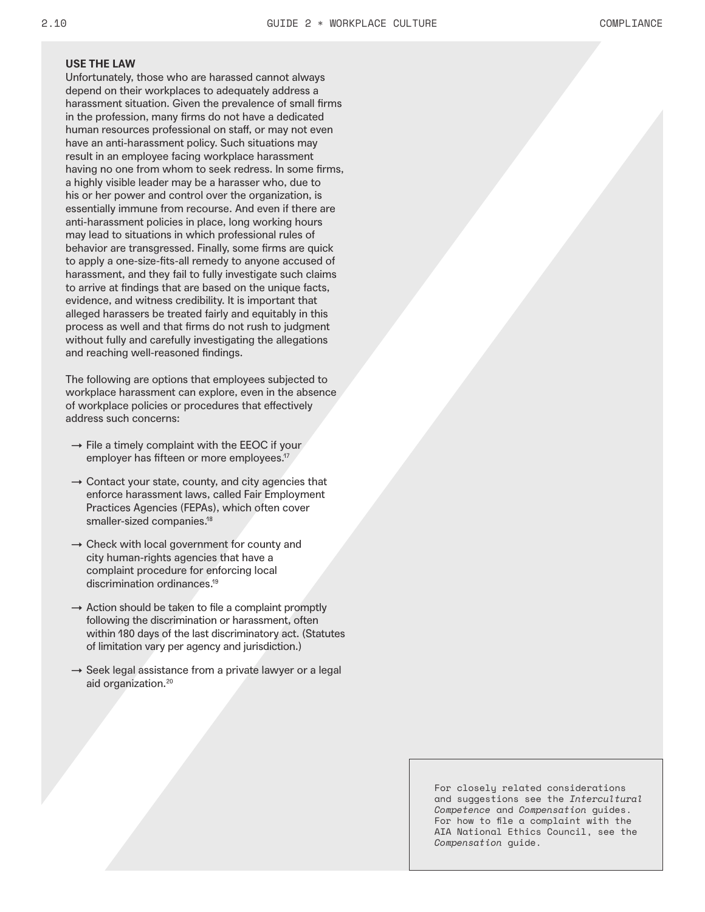## USE THE LAW

Unfortunately, those who are harassed cannot always depend on their workplaces to adequately address a harassment situation. Given the prevalence of small firms in the profession, many firms do not have a dedicated human resources professional on staff, or may not even have an anti-harassment policy. Such situations may result in an employee facing workplace harassment having no one from whom to seek redress. In some firms, a highly visible leader may be a harasser who, due to his or her power and control over the organization, is essentially immune from recourse. And even if there are anti-harassment policies in place, long working hours may lead to situations in which professional rules of behavior are transgressed. Finally, some firms are quick to apply a one-size-fits-all remedy to anyone accused of harassment, and they fail to fully investigate such claims to arrive at findings that are based on the unique facts, evidence, and witness credibility. It is important that alleged harassers be treated fairly and equitably in this process as well and that firms do not rush to judgment without fully and carefully investigating the allegations and reaching well-reasoned findings.

The following are options that employees subjected to workplace harassment can explore, even in the absence of workplace policies or procedures that effectively address such concerns:

- → File a timely complaint with the EEOC if your employer has fifteen or more employees.[17]
- → Contact your state, county, and city agencies that enforce harassment laws, called Fair Employment Practices Agencies (FEPAs), which often cover smaller-sized companies.[18]
- → Check with local government for county and city human-rights agencies that have a complaint procedure for enforcing local discrimination ordinances.[19]
- → Action should be taken to file a complaint promptly following the discrimination or harassment, often within 180 days of the last discriminatory act. (Statutes of limitation vary per agency and jurisdiction.)
- → Seek legal assistance from a private lawyer or a legal aid organization.[20]

For closely related considerations and suggestions see the *Intercultural Competence* and *Compensation* guides. For how to file a complaint with the AIA National Ethics Council, see the *Compensation* guide.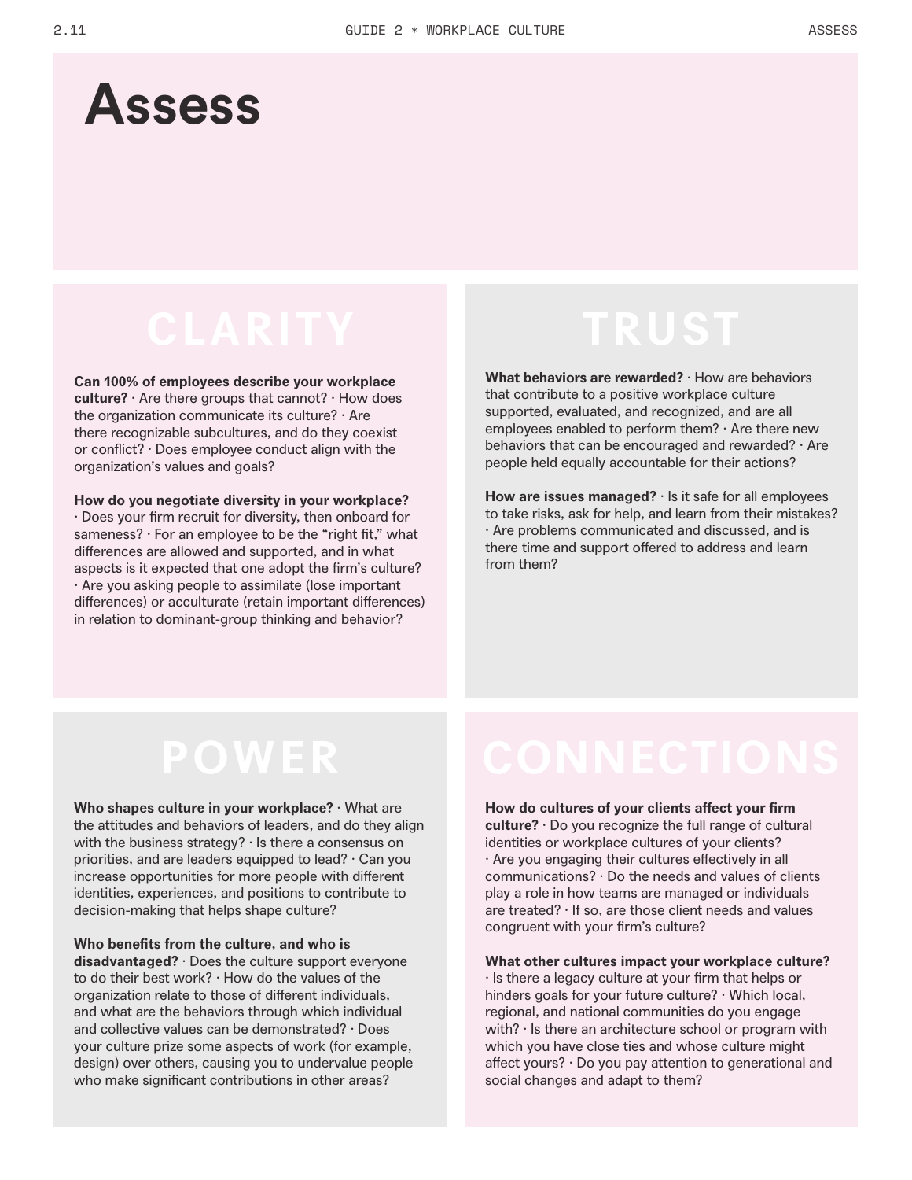# Assess

## CLARITY

**Can 100% of employees describe your workplace culture?** · Are there groups that cannot? · How does the organization communicate its culture? · Are there recognizable subcultures, and do they coexist or conflict? · Does employee conduct align with the organization's values and goals?

**How do you negotiate diversity in your workplace?** · Does your firm recruit for diversity, then onboard for sameness? · For an employee to be the "right fit," what differences are allowed and supported, and in what aspects is it expected that one adopt the firm's culture? · Are you asking people to assimilate (lose important differences) or acculturate (retain important differences) in relation to dominant-group thinking and behavior?

## TRUST

**What behaviors are rewarded?** · How are behaviors that contribute to a positive workplace culture supported, evaluated, and recognized, and are all employees enabled to perform them? · Are there new behaviors that can be encouraged and rewarded? · Are people held equally accountable for their actions?

**How are issues managed?** · Is it safe for all employees to take risks, ask for help, and learn from their mistakes? · Are problems communicated and discussed, and is there time and support offered to address and learn from them?

## POWER

**Who shapes culture in your workplace?** · What are the attitudes and behaviors of leaders, and do they align with the business strategy? · Is there a consensus on priorities, and are leaders equipped to lead? · Can you increase opportunities for more people with different identities, experiences, and positions to contribute to decision-making that helps shape culture?

**Who benefits from the culture, and who is disadvantaged?** · Does the culture support everyone to do their best work? · How do the values of the organization relate to those of different individuals, and what are the behaviors through which individual and collective values can be demonstrated? · Does your culture prize some aspects of work (for example, design) over others, causing you to undervalue people who make significant contributions in other areas?

## CONNECTIONS

**How do cultures of your clients affect your firm culture?** · Do you recognize the full range of cultural identities or workplace cultures of your clients? · Are you engaging their cultures effectively in all communications? · Do the needs and values of clients play a role in how teams are managed or individuals are treated? · If so, are those client needs and values congruent with your firm's culture?

**What other cultures impact your workplace culture?** · Is there a legacy culture at your firm that helps or hinders goals for your future culture? · Which local, regional, and national communities do you engage with? · Is there an architecture school or program with which you have close ties and whose culture might affect yours? · Do you pay attention to generational and social changes and adapt to them?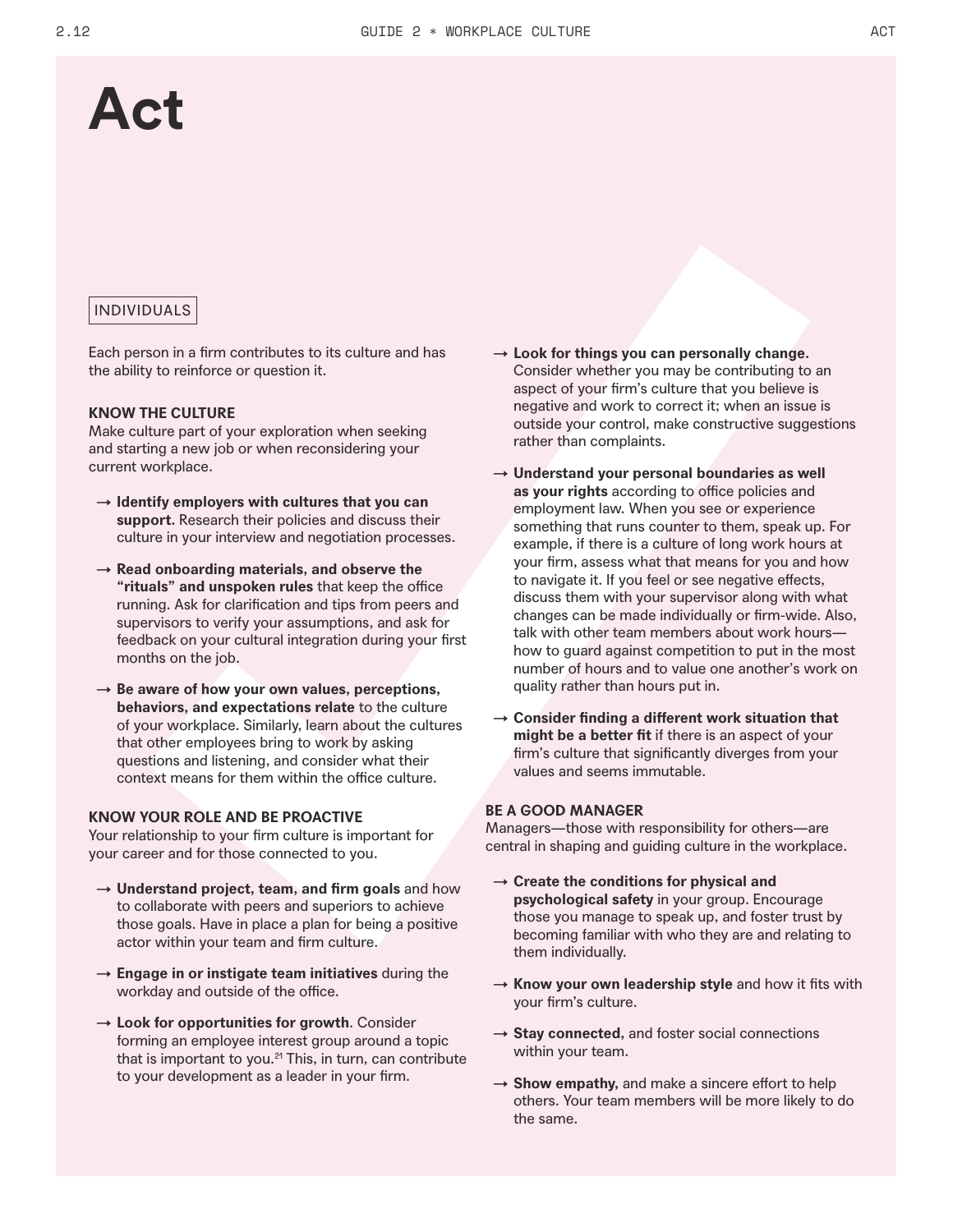# Act

INDIVIDUALS

Each person in a firm contributes to its culture and has the ability to reinforce or question it.

### KNOW THE CULTURE

Make culture part of your exploration when seeking and starting a new job or when reconsidering your current workplace.

- → **Identify employers with cultures that you can support.** Research their policies and discuss their culture in your interview and negotiation processes.
- → **Read onboarding materials, and observe the "rituals" and unspoken rules** that keep the office running. Ask for clarification and tips from peers and supervisors to verify your assumptions, and ask for feedback on your cultural integration during your first months on the job.
- → **Be aware of how your own values, perceptions, behaviors, and expectations relate** to the culture of your workplace. Similarly, learn about the cultures that other employees bring to work by asking questions and listening, and consider what their context means for them within the office culture.

### KNOW YOUR ROLE AND BE PROACTIVE

Your relationship to your firm culture is important for your career and for those connected to you.

- → **Understand project, team, and firm goals** and how to collaborate with peers and superiors to achieve those goals. Have in place a plan for being a positive actor within your team and firm culture.
- → **Engage in or instigate team initiatives** during the workday and outside of the office.
- → **Look for opportunities for growth**. Consider forming an employee interest group around a topic that is important to you.[21] This, in turn, can contribute to your development as a leader in your firm.
- → **Look for things you can personally change.** Consider whether you may be contributing to an aspect of your firm's culture that you believe is negative and work to correct it; when an issue is outside your control, make constructive suggestions rather than complaints.
- → **Understand your personal boundaries as well as your rights** according to office policies and employment law. When you see or experience something that runs counter to them, speak up. For example, if there is a culture of long work hours at your firm, assess what that means for you and how to navigate it. If you feel or see negative effects, discuss them with your supervisor along with what changes can be made individually or firm-wide. Also, talk with other team members about work hours—how to guard against competition to put in the most number of hours and to value one another's work on quality rather than hours put in.
- → **Consider finding a different work situation that might be a better fit** if there is an aspect of your firm's culture that significantly diverges from your values and seems immutable.

### BE A GOOD MANAGER

Managers—those with responsibility for others—are central in shaping and guiding culture in the workplace.

- → **Create the conditions for physical and psychological safety** in your group. Encourage those you manage to speak up, and foster trust by becoming familiar with who they are and relating to them individually.
- → **Know your own leadership style** and how it fits with your firm's culture.
- → **Stay connected,** and foster social connections within your team.
- → **Show empathy,** and make a sincere effort to help others. Your team members will be more likely to do the same.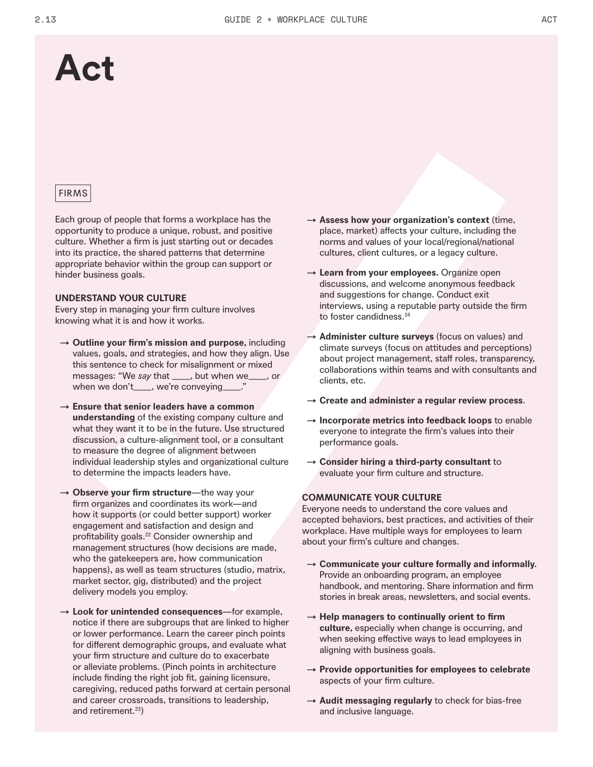# Act

FIRMS

Each group of people that forms a workplace has the opportunity to produce a unique, robust, and positive culture. Whether a firm is just starting out or decades into its practice, the shared patterns that determine appropriate behavior within the group can support or hinder business goals.

### UNDERSTAND YOUR CULTURE

Every step in managing your firm culture involves knowing what it is and how it works.

- → **Outline your firm's mission and purpose,** including values, goals, and strategies, and how they align. Use this sentence to check for misalignment or mixed messages: "We *say* that ____, but when we____, or when we don't____, we're conveying____."
- → **Ensure that senior leaders have a common understanding** of the existing company culture and what they want it to be in the future. Use structured discussion, a culture-alignment tool, or a consultant to measure the degree of alignment between individual leadership styles and organizational culture to determine the impacts leaders have.
- → **Observe your firm structure**—the way your firm organizes and coordinates its work—and how it supports (or could better support) worker engagement and satisfaction and design and profitability goals.[22] Consider ownership and management structures (how decisions are made, who the gatekeepers are, how communication happens), as well as team structures (studio, matrix, market sector, gig, distributed) and the project delivery models you employ.
- → **Look for unintended consequences**—for example, notice if there are subgroups that are linked to higher or lower performance. Learn the career pinch points for different demographic groups, and evaluate what your firm structure and culture do to exacerbate or alleviate problems. (Pinch points in architecture include finding the right job fit, gaining licensure, caregiving, reduced paths forward at certain personal and career crossroads, transitions to leadership, and retirement.[23])
- → **Assess how your organization's context** (time, place, market) affects your culture, including the norms and values of your local/regional/national cultures, client cultures, or a legacy culture.
- → **Learn from your employees.** Organize open discussions, and welcome anonymous feedback and suggestions for change. Conduct exit interviews, using a reputable party outside the firm to foster candidness.[24]
- → **Administer culture surveys** (focus on values) and climate surveys (focus on attitudes and perceptions) about project management, staff roles, transparency, collaborations within teams and with consultants and clients, etc.
- → **Create and administer a regular review process**.
- → **Incorporate metrics into feedback loops** to enable everyone to integrate the firm's values into their performance goals.
- → **Consider hiring a third-party consultant** to evaluate your firm culture and structure.

### COMMUNICATE YOUR CULTURE

Everyone needs to understand the core values and accepted behaviors, best practices, and activities of their workplace. Have multiple ways for employees to learn about your firm's culture and changes.

- → **Communicate your culture formally and informally.** Provide an onboarding program, an employee handbook, and mentoring. Share information and firm stories in break areas, newsletters, and social events.
- → **Help managers to continually orient to firm culture,** especially when change is occurring, and when seeking effective ways to lead employees in aligning with business goals.
- → **Provide opportunities for employees to celebrate** aspects of your firm culture.
- → **Audit messaging regularly** to check for bias-free and inclusive language.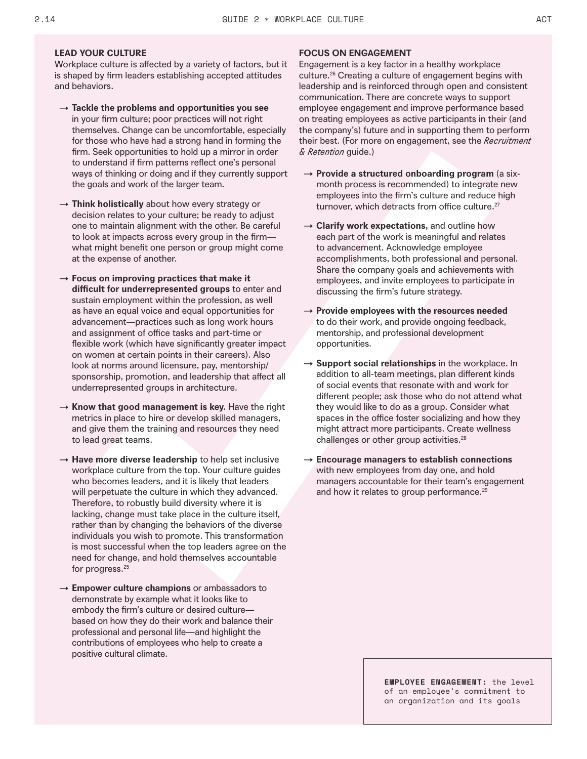## LEAD YOUR CULTURE

Workplace culture is affected by a variety of factors, but it is shaped by firm leaders establishing accepted attitudes and behaviors.

- → **Tackle the problems and opportunities you see** in your firm culture; poor practices will not right themselves. Change can be uncomfortable, especially for those who have had a strong hand in forming the firm. Seek opportunities to hold up a mirror in order to understand if firm patterns reflect one's personal ways of thinking or doing and if they currently support the goals and work of the larger team.

- → **Think holistically** about how every strategy or decision relates to your culture; be ready to adjust one to maintain alignment with the other. Be careful to look at impacts across every group in the firm—what might benefit one person or group might come at the expense of another.

- → **Focus on improving practices that make it difficult for underrepresented groups** to enter and sustain employment within the profession, as well as have an equal voice and equal opportunities for advancement—practices such as long work hours and assignment of office tasks and part-time or flexible work (which have significantly greater impact on women at certain points in their careers). Also look at norms around licensure, pay, mentorship/sponsorship, promotion, and leadership that affect all underrepresented groups in architecture.

- → **Know that good management is key.** Have the right metrics in place to hire or develop skilled managers, and give them the training and resources they need to lead great teams.

- → **Have more diverse leadership** to help set inclusive workplace culture from the top. Your culture guides who becomes leaders, and it is likely that leaders will perpetuate the culture in which they advanced. Therefore, to robustly build diversity where it is lacking, change must take place in the culture itself, rather than by changing the behaviors of the diverse individuals you wish to promote. This transformation is most successful when the top leaders agree on the need for change, and hold themselves accountable for progress.[25]

- → **Empower culture champions** or ambassadors to demonstrate by example what it looks like to embody the firm's culture or desired culture—based on how they do their work and balance their professional and personal life—and highlight the contributions of employees who help to create a positive cultural climate.

## FOCUS ON ENGAGEMENT

Engagement is a key factor in a healthy workplace culture.[26] Creating a culture of engagement begins with leadership and is reinforced through open and consistent communication. There are concrete ways to support employee engagement and improve performance based on treating employees as active participants in their (and the company's) future and in supporting them to perform their best. (For more on engagement, see the *Recruitment & Retention* guide.)

- → **Provide a structured onboarding program** (a six-month process is recommended) to integrate new employees into the firm's culture and reduce high turnover, which detracts from office culture.[27]

- → **Clarify work expectations,** and outline how each part of the work is meaningful and relates to advancement. Acknowledge employee accomplishments, both professional and personal. Share the company goals and achievements with employees, and invite employees to participate in discussing the firm's future strategy.

- → **Provide employees with the resources needed** to do their work, and provide ongoing feedback, mentorship, and professional development opportunities.

- → **Support social relationships** in the workplace. In addition to all-team meetings, plan different kinds of social events that resonate with and work for different people; ask those who do not attend what they would like to do as a group. Consider what spaces in the office foster socializing and how they might attract more participants. Create wellness challenges or other group activities.[28]

- → **Encourage managers to establish connections** with new employees from day one, and hold managers accountable for their team's engagement and how it relates to group performance.[29]

**EMPLOYEE ENGAGEMENT:** the level of an employee's commitment to an organization and its goals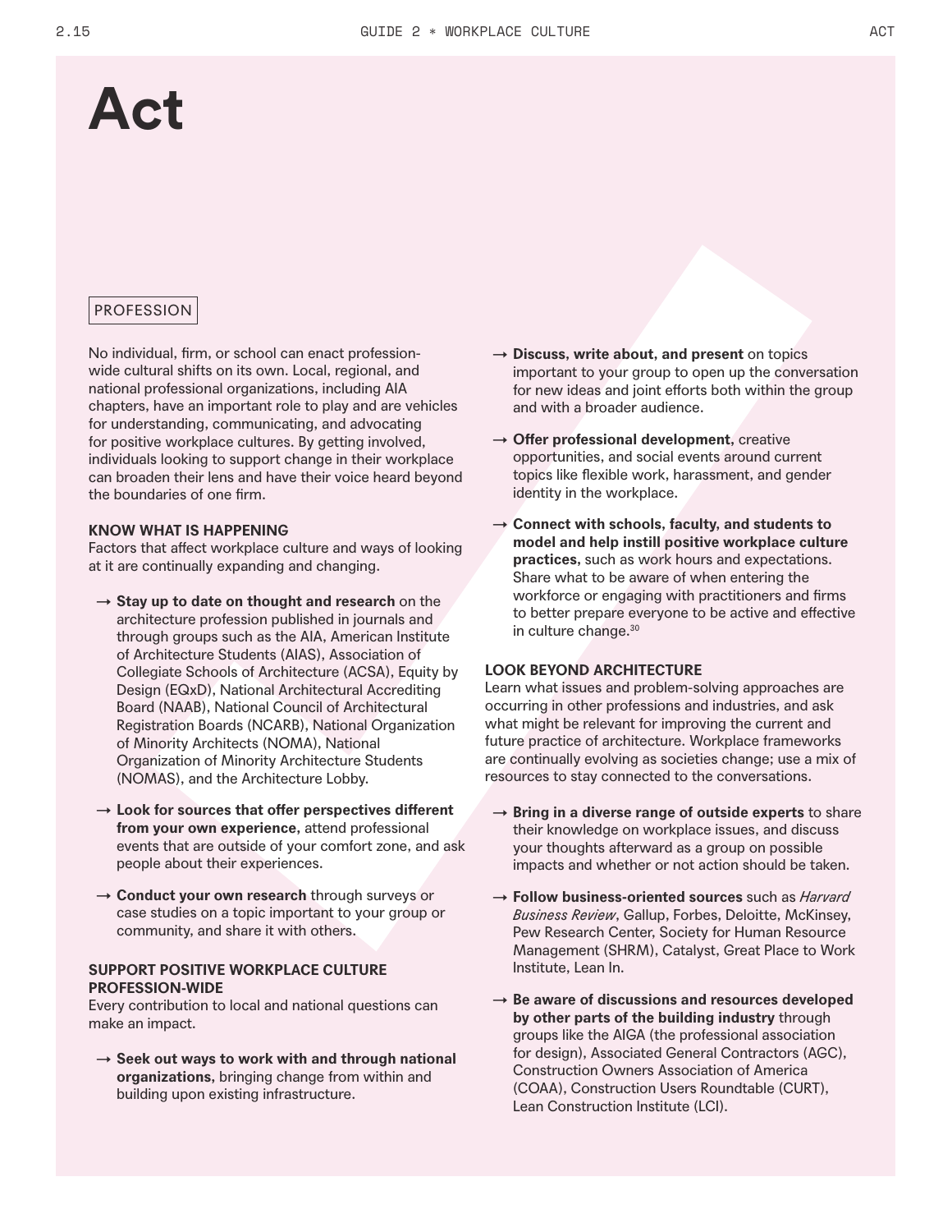# Act

PROFESSION

No individual, firm, or school can enact profession-wide cultural shifts on its own. Local, regional, and national professional organizations, including AIA chapters, have an important role to play and are vehicles for understanding, communicating, and advocating for positive workplace cultures. By getting involved, individuals looking to support change in their workplace can broaden their lens and have their voice heard beyond the boundaries of one firm.

### KNOW WHAT IS HAPPENING

Factors that affect workplace culture and ways of looking at it are continually expanding and changing.

- → **Stay up to date on thought and research** on the architecture profession published in journals and through groups such as the AIA, American Institute of Architecture Students (AIAS), Association of Collegiate Schools of Architecture (ACSA), Equity by Design (EQxD), National Architectural Accrediting Board (NAAB), National Council of Architectural Registration Boards (NCARB), National Organization of Minority Architects (NOMA), National Organization of Minority Architecture Students (NOMAS), and the Architecture Lobby.
- → **Look for sources that offer perspectives different from your own experience,** attend professional events that are outside of your comfort zone, and ask people about their experiences.
- → **Conduct your own research** through surveys or case studies on a topic important to your group or community, and share it with others.

### SUPPORT POSITIVE WORKPLACE CULTURE PROFESSION-WIDE

Every contribution to local and national questions can make an impact.

- → **Seek out ways to work with and through national organizations,** bringing change from within and building upon existing infrastructure.
- → **Discuss, write about, and present** on topics important to your group to open up the conversation for new ideas and joint efforts both within the group and with a broader audience.
- → **Offer professional development,** creative opportunities, and social events around current topics like flexible work, harassment, and gender identity in the workplace.
- → **Connect with schools, faculty, and students to model and help instill positive workplace culture practices,** such as work hours and expectations. Share what to be aware of when entering the workforce or engaging with practitioners and firms to better prepare everyone to be active and effective in culture change.[30]

### LOOK BEYOND ARCHITECTURE

Learn what issues and problem-solving approaches are occurring in other professions and industries, and ask what might be relevant for improving the current and future practice of architecture. Workplace frameworks are continually evolving as societies change; use a mix of resources to stay connected to the conversations.

- → **Bring in a diverse range of outside experts** to share their knowledge on workplace issues, and discuss your thoughts afterward as a group on possible impacts and whether or not action should be taken.
- → **Follow business-oriented sources** such as *Harvard Business Review*, Gallup, Forbes, Deloitte, McKinsey, Pew Research Center, Society for Human Resource Management (SHRM), Catalyst, Great Place to Work Institute, Lean In.
- → **Be aware of discussions and resources developed by other parts of the building industry** through groups like the AIGA (the professional association for design), Associated General Contractors (AGC), Construction Owners Association of America (COAA), Construction Users Roundtable (CURT), Lean Construction Institute (LCI).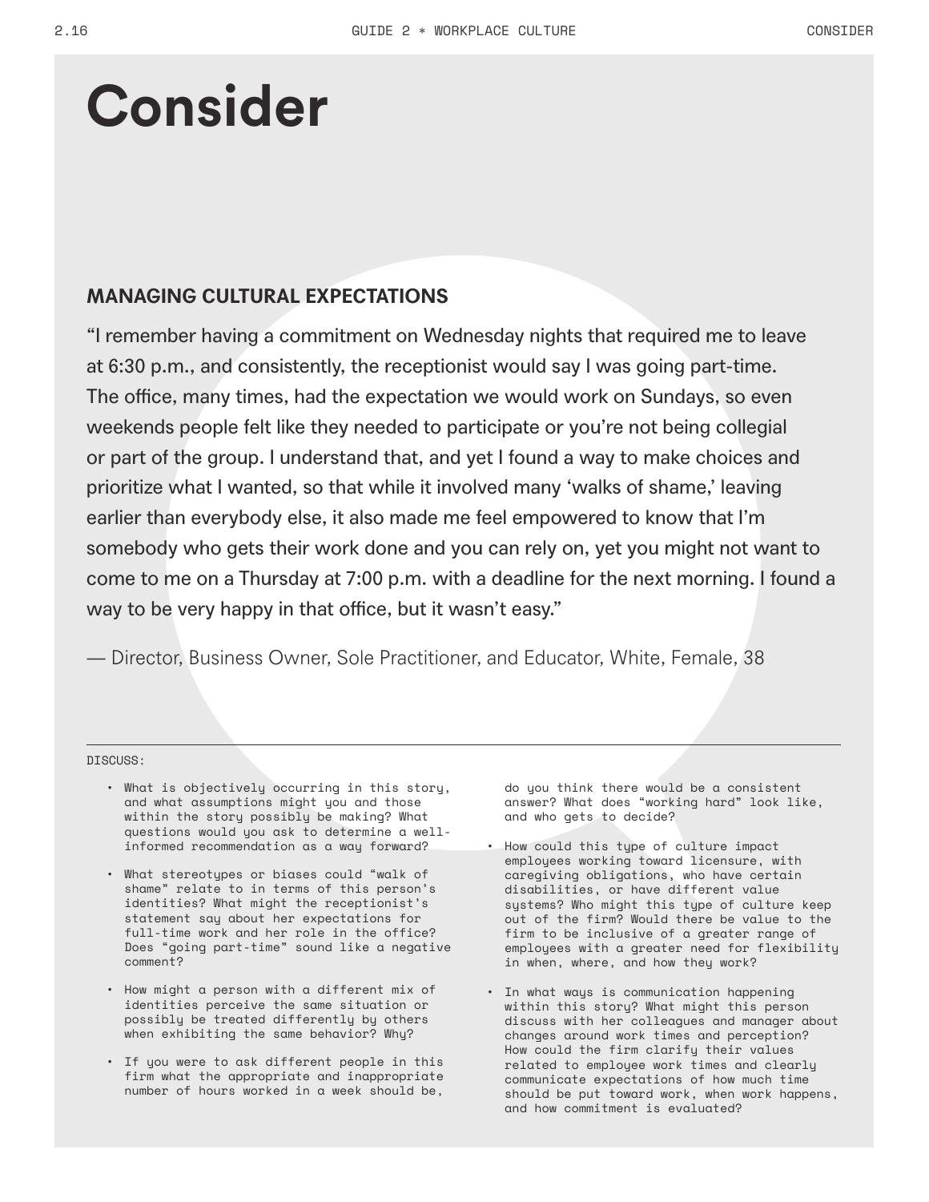# Consider

## MANAGING CULTURAL EXPECTATIONS

"I remember having a commitment on Wednesday nights that required me to leave at 6:30 p.m., and consistently, the receptionist would say I was going part-time. The office, many times, had the expectation we would work on Sundays, so even weekends people felt like they needed to participate or you're not being collegial or part of the group. I understand that, and yet I found a way to make choices and prioritize what I wanted, so that while it involved many 'walks of shame,' leaving earlier than everybody else, it also made me feel empowered to know that I'm somebody who gets their work done and you can rely on, yet you might not want to come to me on a Thursday at 7:00 p.m. with a deadline for the next morning. I found a way to be very happy in that office, but it wasn't easy."

— Director, Business Owner, Sole Practitioner, and Educator, White, Female, 38

DISCUSS:

- What is objectively occurring in this story, and what assumptions might you and those within the story possibly be making? What questions would you ask to determine a well-informed recommendation as a way forward?
- What stereotypes or biases could "walk of shame" relate to in terms of this person's identities? What might the receptionist's statement say about her expectations for full-time work and her role in the office? Does "going part-time" sound like a negative comment?
- How might a person with a different mix of identities perceive the same situation or possibly be treated differently by others when exhibiting the same behavior? Why?
- If you were to ask different people in this firm what the appropriate and inappropriate number of hours worked in a week should be, do you think there would be a consistent answer? What does "working hard" look like, and who gets to decide?
- How could this type of culture impact employees working toward licensure, with caregiving obligations, who have certain disabilities, or have different value systems? Who might this type of culture keep out of the firm? Would there be value to the firm to be inclusive of a greater range of employees with a greater need for flexibility in when, where, and how they work?
- In what ways is communication happening within this story? What might this person discuss with her colleagues and manager about changes around work times and perception? How could the firm clarify their values related to employee work times and clearly communicate expectations of how much time should be put toward work, when work happens, and how commitment is evaluated?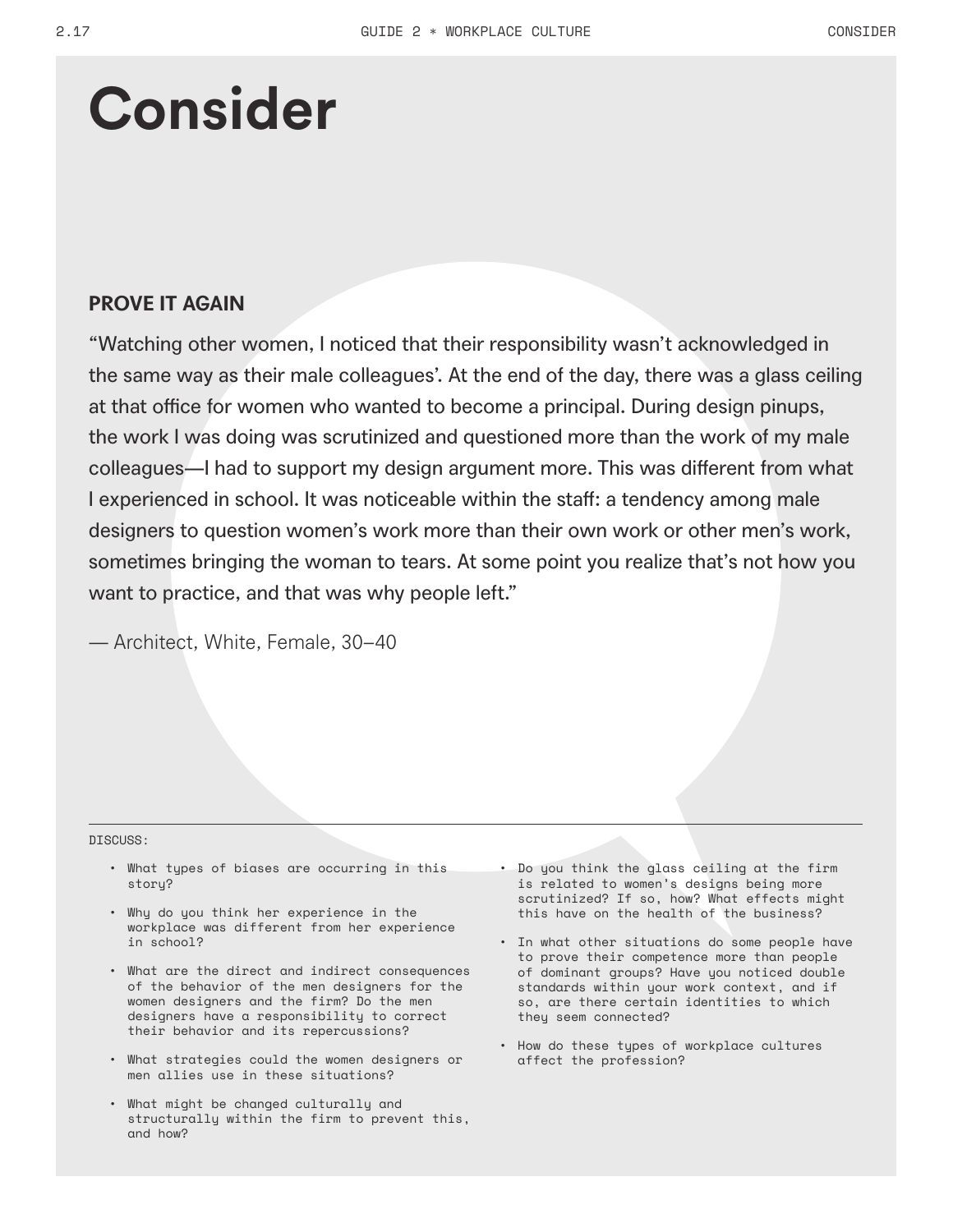# Consider

## PROVE IT AGAIN

“Watching other women, I noticed that their responsibility wasn’t acknowledged in the same way as their male colleagues’. At the end of the day, there was a glass ceiling at that office for women who wanted to become a principal. During design pinups, the work I was doing was scrutinized and questioned more than the work of my male colleagues—I had to support my design argument more. This was different from what I experienced in school. It was noticeable within the staff: a tendency among male designers to question women’s work more than their own work or other men’s work, sometimes bringing the woman to tears. At some point you realize that’s not how you want to practice, and that was why people left.”

— Architect, White, Female, 30–40

---

DISCUSS:

- What types of biases are occurring in this story?
- Why do you think her experience in the workplace was different from her experience in school?
- What are the direct and indirect consequences of the behavior of the men designers for the women designers and the firm? Do the men designers have a responsibility to correct their behavior and its repercussions?
- What strategies could the women designers or men allies use in these situations?
- What might be changed culturally and structurally within the firm to prevent this, and how?
- Do you think the glass ceiling at the firm is related to women’s designs being more scrutinized? If so, how? What effects might this have on the health of the business?
- In what other situations do some people have to prove their competence more than people of dominant groups? Have you noticed double standards within your work context, and if so, are there certain identities to which they seem connected?
- How do these types of workplace cultures affect the profession?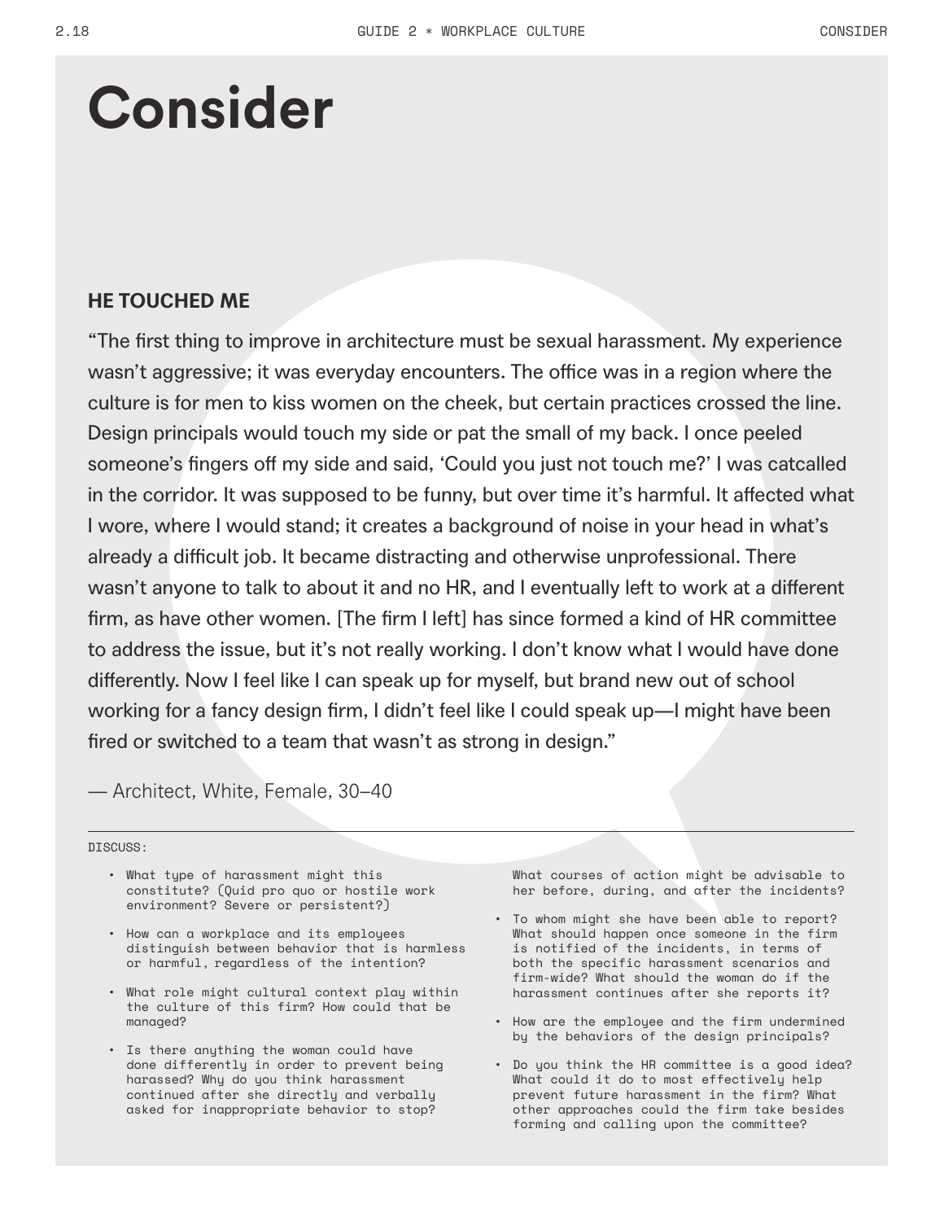# Consider

## HE TOUCHED ME

"The first thing to improve in architecture must be sexual harassment. My experience wasn't aggressive; it was everyday encounters. The office was in a region where the culture is for men to kiss women on the cheek, but certain practices crossed the line. Design principals would touch my side or pat the small of my back. I once peeled someone's fingers off my side and said, 'Could you just not touch me?' I was catcalled in the corridor. It was supposed to be funny, but over time it's harmful. It affected what I wore, where I would stand; it creates a background of noise in your head in what's already a difficult job. It became distracting and otherwise unprofessional. There wasn't anyone to talk to about it and no HR, and I eventually left to work at a different firm, as have other women. [The firm I left] has since formed a kind of HR committee to address the issue, but it's not really working. I don't know what I would have done differently. Now I feel like I can speak up for myself, but brand new out of school working for a fancy design firm, I didn't feel like I could speak up—I might have been fired or switched to a team that wasn't as strong in design."

— Architect, White, Female, 30–40

DISCUSS:

- What type of harassment might this constitute? (Quid pro quo or hostile work environment? Severe or persistent?)
- How can a workplace and its employees distinguish between behavior that is harmless or harmful, regardless of the intention?
- What role might cultural context play within the culture of this firm? How could that be managed?
- Is there anything the woman could have done differently in order to prevent being harassed? Why do you think harassment continued after she directly and verbally asked for inappropriate behavior to stop? What courses of action might be advisable to her before, during, and after the incidents?
- To whom might she have been able to report? What should happen once someone in the firm is notified of the incidents, in terms of both the specific harassment scenarios and firm-wide? What should the woman do if the harassment continues after she reports it?
- How are the employee and the firm undermined by the behaviors of the design principals?
- Do you think the HR committee is a good idea? What could it do to most effectively help prevent future harassment in the firm? What other approaches could the firm take besides forming and calling upon the committee?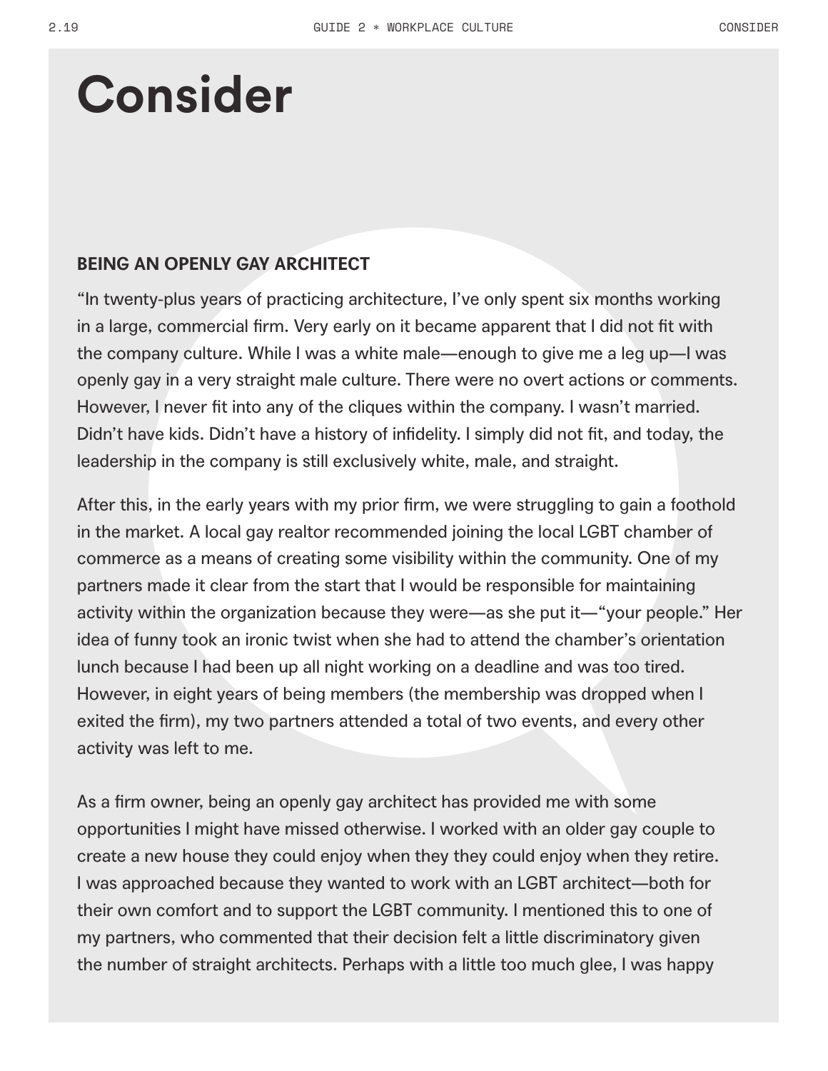# Consider

**BEING AN OPENLY GAY ARCHITECT**

"In twenty-plus years of practicing architecture, I've only spent six months working in a large, commercial firm. Very early on it became apparent that I did not fit with the company culture. While I was a white male—enough to give me a leg up—I was openly gay in a very straight male culture. There were no overt actions or comments. However, I never fit into any of the cliques within the company. I wasn't married. Didn't have kids. Didn't have a history of infidelity. I simply did not fit, and today, the leadership in the company is still exclusively white, male, and straight.

After this, in the early years with my prior firm, we were struggling to gain a foothold in the market. A local gay realtor recommended joining the local LGBT chamber of commerce as a means of creating some visibility within the community. One of my partners made it clear from the start that I would be responsible for maintaining activity within the organization because they were—as she put it—"your people." Her idea of funny took an ironic twist when she had to attend the chamber's orientation lunch because I had been up all night working on a deadline and was too tired. However, in eight years of being members (the membership was dropped when I exited the firm), my two partners attended a total of two events, and every other activity was left to me.

As a firm owner, being an openly gay architect has provided me with some opportunities I might have missed otherwise. I worked with an older gay couple to create a new house they could enjoy when they they could enjoy when they retire. I was approached because they wanted to work with an LGBT architect—both for their own comfort and to support the LGBT community. I mentioned this to one of my partners, who commented that their decision felt a little discriminatory given the number of straight architects. Perhaps with a little too much glee, I was happy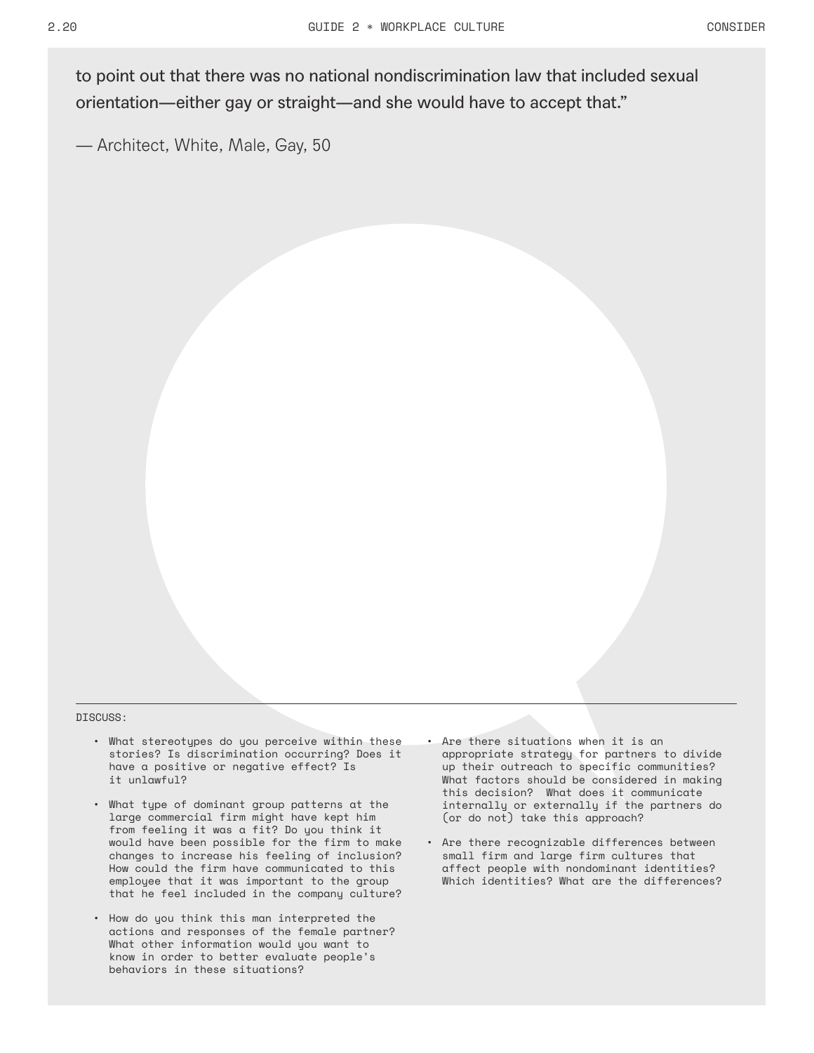to point out that there was no national nondiscrimination law that included sexual orientation—either gay or straight—and she would have to accept that."

— Architect, White, Male, Gay, 50

DISCUSS:

- What stereotypes do you perceive within these stories? Is discrimination occurring? Does it have a positive or negative effect? Is it unlawful?
- What type of dominant group patterns at the large commercial firm might have kept him from feeling it was a fit? Do you think it would have been possible for the firm to make changes to increase his feeling of inclusion? How could the firm have communicated to this employee that it was important to the group that he feel included in the company culture?
- How do you think this man interpreted the actions and responses of the female partner? What other information would you want to know in order to better evaluate people's behaviors in these situations?
- Are there situations when it is an appropriate strategy for partners to divide up their outreach to specific communities? What factors should be considered in making this decision? What does it communicate internally or externally if the partners do (or do not) take this approach?
- Are there recognizable differences between small firm and large firm cultures that affect people with nondominant identities? Which identities? What are the differences?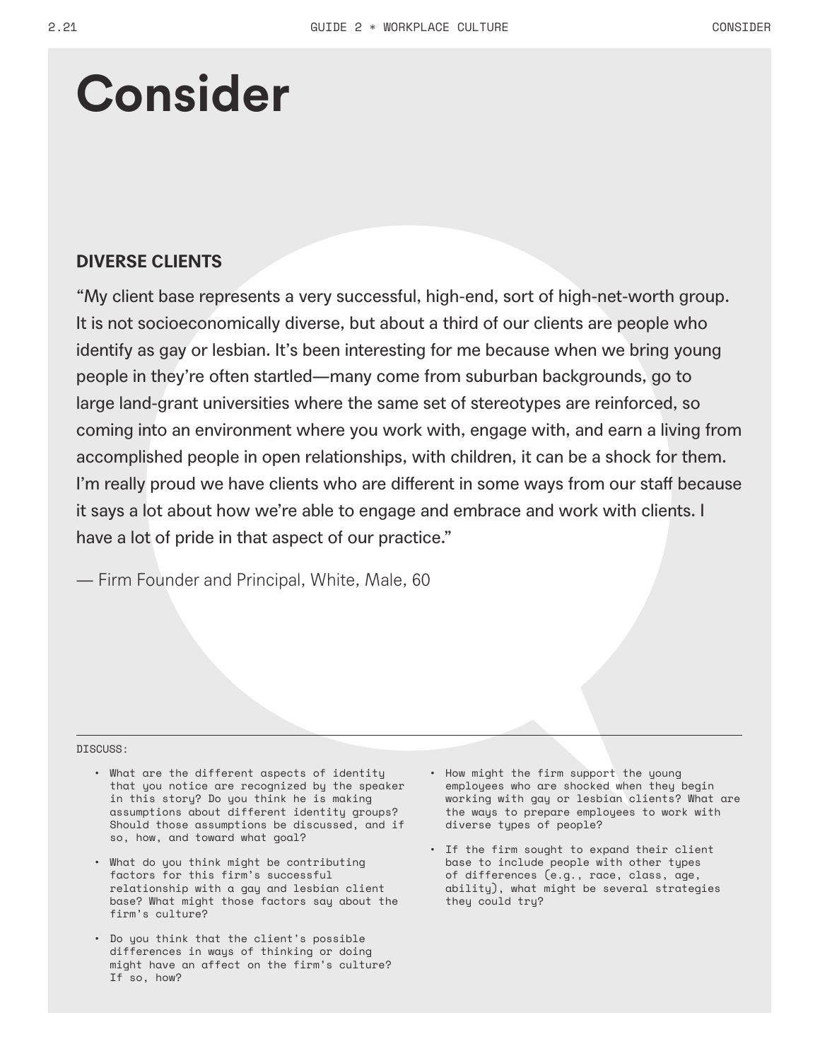# Consider

### DIVERSE CLIENTS

"My client base represents a very successful, high-end, sort of high-net-worth group. It is not socioeconomically diverse, but about a third of our clients are people who identify as gay or lesbian. It's been interesting for me because when we bring young people in they're often startled—many come from suburban backgrounds, go to large land-grant universities where the same set of stereotypes are reinforced, so coming into an environment where you work with, engage with, and earn a living from accomplished people in open relationships, with children, it can be a shock for them. I'm really proud we have clients who are different in some ways from our staff because it says a lot about how we're able to engage and embrace and work with clients. I have a lot of pride in that aspect of our practice."

— Firm Founder and Principal, White, Male, 60

DISCUSS:

- What are the different aspects of identity that you notice are recognized by the speaker in this story? Do you think he is making assumptions about different identity groups? Should those assumptions be discussed, and if so, how, and toward what goal?
- What do you think might be contributing factors for this firm's successful relationship with a gay and lesbian client base? What might those factors say about the firm's culture?
- Do you think that the client's possible differences in ways of thinking or doing might have an affect on the firm's culture? If so, how?
- How might the firm support the young employees who are shocked when they begin working with gay or lesbian clients? What are the ways to prepare employees to work with diverse types of people?
- If the firm sought to expand their client base to include people with other types of differences (e.g., race, class, age, ability), what might be several strategies they could try?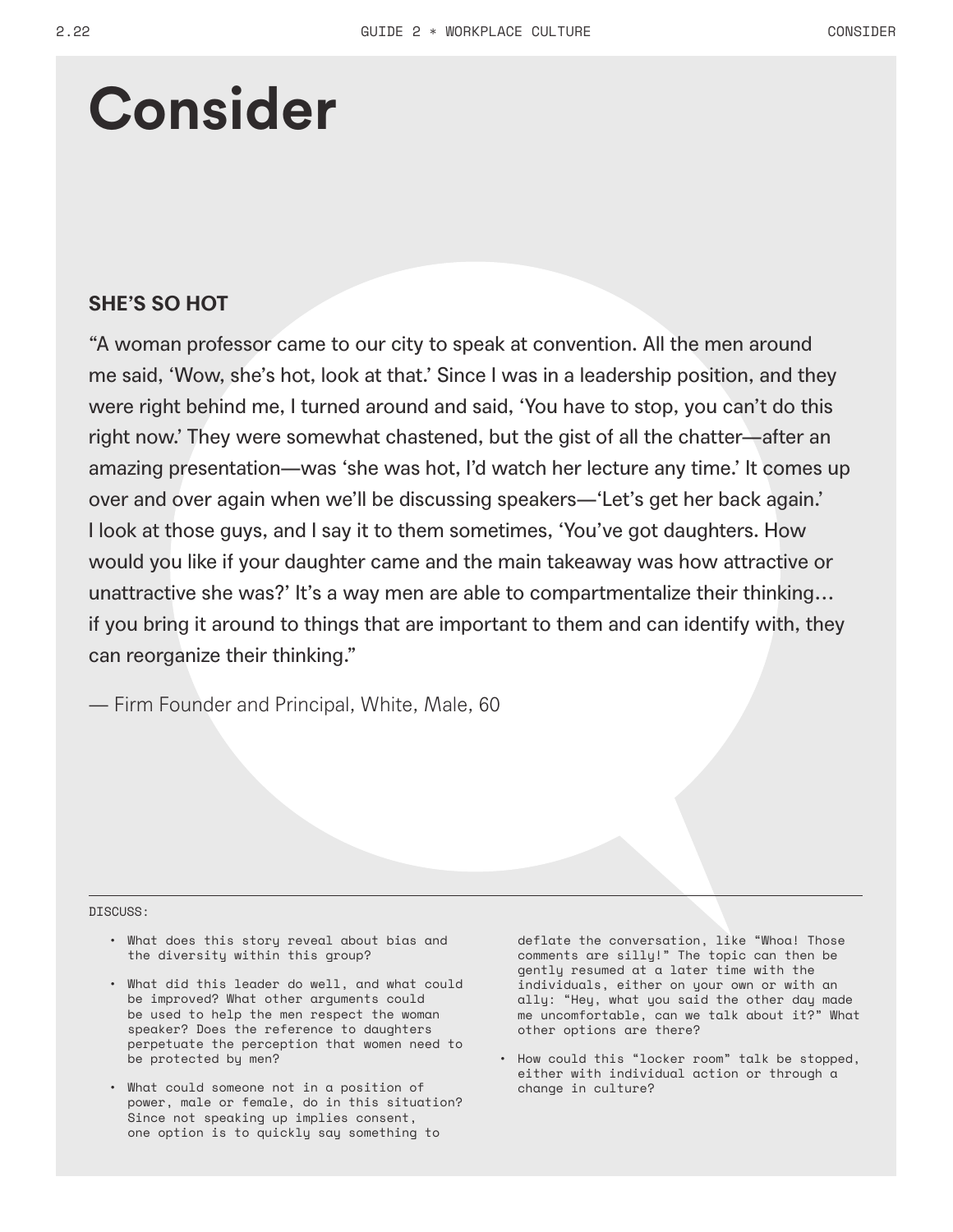# Consider

**SHE'S SO HOT**

"A woman professor came to our city to speak at convention. All the men around me said, 'Wow, she's hot, look at that.' Since I was in a leadership position, and they were right behind me, I turned around and said, 'You have to stop, you can't do this right now.' They were somewhat chastened, but the gist of all the chatter—after an amazing presentation—was 'she was hot, I'd watch her lecture any time.' It comes up over and over again when we'll be discussing speakers—'Let's get her back again.' I look at those guys, and I say it to them sometimes, 'You've got daughters. How would you like if your daughter came and the main takeaway was how attractive or unattractive she was?' It's a way men are able to compartmentalize their thinking… if you bring it around to things that are important to them and can identify with, they can reorganize their thinking."

— Firm Founder and Principal, White, Male, 60

---

DISCUSS:

- What does this story reveal about bias and the diversity within this group?
- What did this leader do well, and what could be improved? What other arguments could be used to help the men respect the woman speaker? Does the reference to daughters perpetuate the perception that women need to be protected by men?
- What could someone not in a position of power, male or female, do in this situation? Since not speaking up implies consent, one option is to quickly say something to deflate the conversation, like "Whoa! Those comments are silly!" The topic can then be gently resumed at a later time with the individuals, either on your own or with an ally: "Hey, what you said the other day made me uncomfortable, can we talk about it?" What other options are there?
- How could this "locker room" talk be stopped, either with individual action or through a change in culture?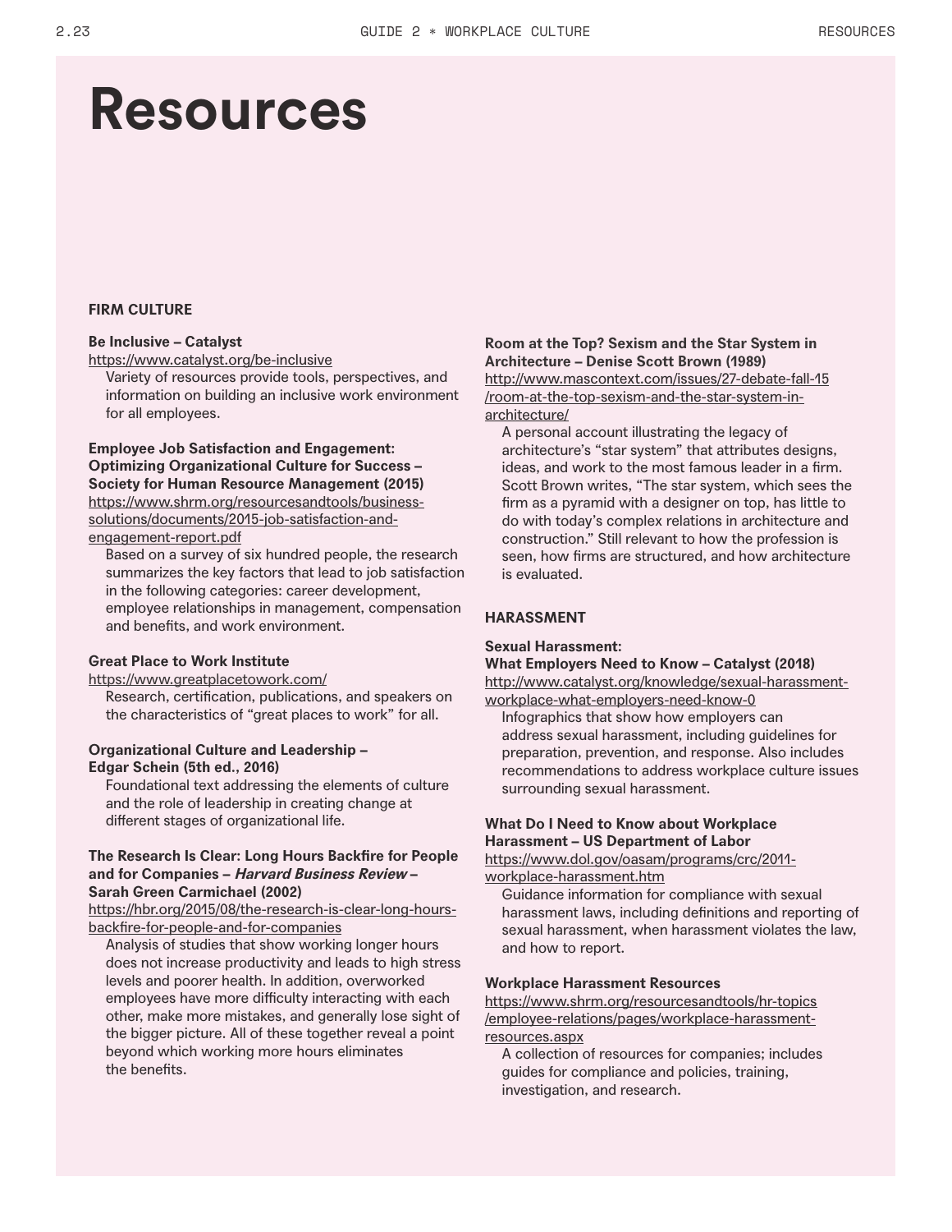# Resources

## FIRM CULTURE

**Be Inclusive – Catalyst**
https://www.catalyst.org/be-inclusive

Variety of resources provide tools, perspectives, and information on building an inclusive work environment for all employees.

**Employee Job Satisfaction and Engagement: Optimizing Organizational Culture for Success – Society for Human Resource Management (2015)**
https://www.shrm.org/resourcesandtools/business-solutions/documents/2015-job-satisfaction-and-engagement-report.pdf

Based on a survey of six hundred people, the research summarizes the key factors that lead to job satisfaction in the following categories: career development, employee relationships in management, compensation and benefits, and work environment.

**Great Place to Work Institute**
https://www.greatplacetowork.com/

Research, certification, publications, and speakers on the characteristics of "great places to work" for all.

**Organizational Culture and Leadership – Edgar Schein (5th ed., 2016)**

Foundational text addressing the elements of culture and the role of leadership in creating change at different stages of organizational life.

**The Research Is Clear: Long Hours Backfire for People and for Companies – *Harvard Business Review* – Sarah Green Carmichael (2002)**
https://hbr.org/2015/08/the-research-is-clear-long-hours-backfire-for-people-and-for-companies

Analysis of studies that show working longer hours does not increase productivity and leads to high stress levels and poorer health. In addition, overworked employees have more difficulty interacting with each other, make more mistakes, and generally lose sight of the bigger picture. All of these together reveal a point beyond which working more hours eliminates the benefits.

**Room at the Top? Sexism and the Star System in Architecture – Denise Scott Brown (1989)**
http://www.mascontext.com/issues/27-debate-fall-15/room-at-the-top-sexism-and-the-star-system-in-architecture/

A personal account illustrating the legacy of architecture's "star system" that attributes designs, ideas, and work to the most famous leader in a firm. Scott Brown writes, "The star system, which sees the firm as a pyramid with a designer on top, has little to do with today's complex relations in architecture and construction." Still relevant to how the profession is seen, how firms are structured, and how architecture is evaluated.

## HARASSMENT

**Sexual Harassment: What Employers Need to Know – Catalyst (2018)**
http://www.catalyst.org/knowledge/sexual-harassment-workplace-what-employers-need-know-0

Infographics that show how employers can address sexual harassment, including guidelines for preparation, prevention, and response. Also includes recommendations to address workplace culture issues surrounding sexual harassment.

**What Do I Need to Know about Workplace Harassment – US Department of Labor**
https://www.dol.gov/oasam/programs/crc/2011-workplace-harassment.htm

Guidance information for compliance with sexual harassment laws, including definitions and reporting of sexual harassment, when harassment violates the law, and how to report.

**Workplace Harassment Resources**
https://www.shrm.org/resourcesandtools/hr-topics/employee-relations/pages/workplace-harassment-resources.aspx

A collection of resources for companies; includes guides for compliance and policies, training, investigation, and research.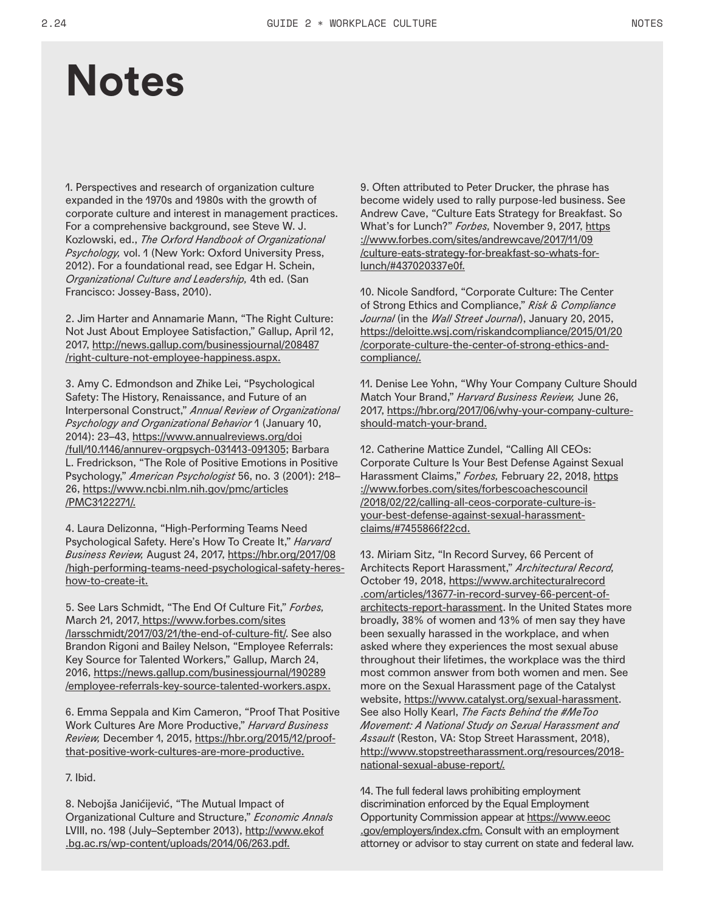# Notes

1. Perspectives and research of organization culture expanded in the 1970s and 1980s with the growth of corporate culture and interest in management practices. For a comprehensive background, see Steve W. J. Kozlowski, ed., *The Oxford Handbook of Organizational Psychology,* vol. 1 (New York: Oxford University Press, 2012). For a foundational read, see Edgar H. Schein, *Organizational Culture and Leadership,* 4th ed. (San Francisco: Jossey-Bass, 2010).

2. Jim Harter and Annamarie Mann, "The Right Culture: Not Just About Employee Satisfaction," Gallup, April 12, 2017, http://news.gallup.com/businessjournal/208487/right-culture-not-employee-happiness.aspx.

3. Amy C. Edmondson and Zhike Lei, "Psychological Safety: The History, Renaissance, and Future of an Interpersonal Construct," *Annual Review of Organizational Psychology and Organizational Behavior* 1 (January 10, 2014): 23–43, https://www.annualreviews.org/doi/full/10.1146/annurev-orgpsych-031413-091305; Barbara L. Fredrickson, "The Role of Positive Emotions in Positive Psychology," *American Psychologist* 56, no. 3 (2001): 218–26, https://www.ncbi.nlm.nih.gov/pmc/articles/PMC3122271/.

4. Laura Delizonna, "High-Performing Teams Need Psychological Safety. Here's How To Create It," *Harvard Business Review,* August 24, 2017, https://hbr.org/2017/08/high-performing-teams-need-psychological-safety-heres-how-to-create-it.

5. See Lars Schmidt, "The End Of Culture Fit," *Forbes,* March 21, 2017, https://www.forbes.com/sites/larsschmidt/2017/03/21/the-end-of-culture-fit/. See also Brandon Rigoni and Bailey Nelson, "Employee Referrals: Key Source for Talented Workers," Gallup, March 24, 2016, https://news.gallup.com/businessjournal/190289/employee-referrals-key-source-talented-workers.aspx.

6. Emma Seppala and Kim Cameron, "Proof That Positive Work Cultures Are More Productive," *Harvard Business Review,* December 1, 2015, https://hbr.org/2015/12/proof-that-positive-work-cultures-are-more-productive.

7. Ibid.

8. Nebojša Janićijević, "The Mutual Impact of Organizational Culture and Structure," *Economic Annals* LVIII, no. 198 (July–September 2013), http://www.ekof.bg.ac.rs/wp-content/uploads/2014/06/263.pdf.

9. Often attributed to Peter Drucker, the phrase has become widely used to rally purpose-led business. See Andrew Cave, "Culture Eats Strategy for Breakfast. So What's for Lunch?" *Forbes,* November 9, 2017, https://www.forbes.com/sites/andrewcave/2017/11/09/culture-eats-strategy-for-breakfast-so-whats-for-lunch/#437020337e0f.

10. Nicole Sandford, "Corporate Culture: The Center of Strong Ethics and Compliance," *Risk & Compliance Journal* (in the *Wall Street Journal*), January 20, 2015, https://deloitte.wsj.com/riskandcompliance/2015/01/20/corporate-culture-the-center-of-strong-ethics-and-compliance/.

11. Denise Lee Yohn, "Why Your Company Culture Should Match Your Brand," *Harvard Business Review,* June 26, 2017, https://hbr.org/2017/06/why-your-company-culture-should-match-your-brand.

12. Catherine Mattice Zundel, "Calling All CEOs: Corporate Culture Is Your Best Defense Against Sexual Harassment Claims," *Forbes,* February 22, 2018, https://www.forbes.com/sites/forbescoachescouncil/2018/02/22/calling-all-ceos-corporate-culture-is-your-best-defense-against-sexual-harassment-claims/#7455866f22cd.

13. Miriam Sitz, "In Record Survey, 66 Percent of Architects Report Harassment," *Architectural Record,* October 19, 2018, https://www.architecturalrecord.com/articles/13677-in-record-survey-66-percent-of-architects-report-harassment. In the United States more broadly, 38% of women and 13% of men say they have been sexually harassed in the workplace, and when asked where they experiences the most sexual abuse throughout their lifetimes, the workplace was the third most common answer from both women and men. See more on the Sexual Harassment page of the Catalyst website, https://www.catalyst.org/sexual-harassment. See also Holly Kearl, *The Facts Behind the #MeToo Movement: A National Study on Sexual Harassment and Assault* (Reston, VA: Stop Street Harassment, 2018), http://www.stopstreetharassment.org/resources/2018-national-sexual-abuse-report/.

14. The full federal laws prohibiting employment discrimination enforced by the Equal Employment Opportunity Commission appear at https://www.eeoc.gov/employers/index.cfm. Consult with an employment attorney or advisor to stay current on state and federal law.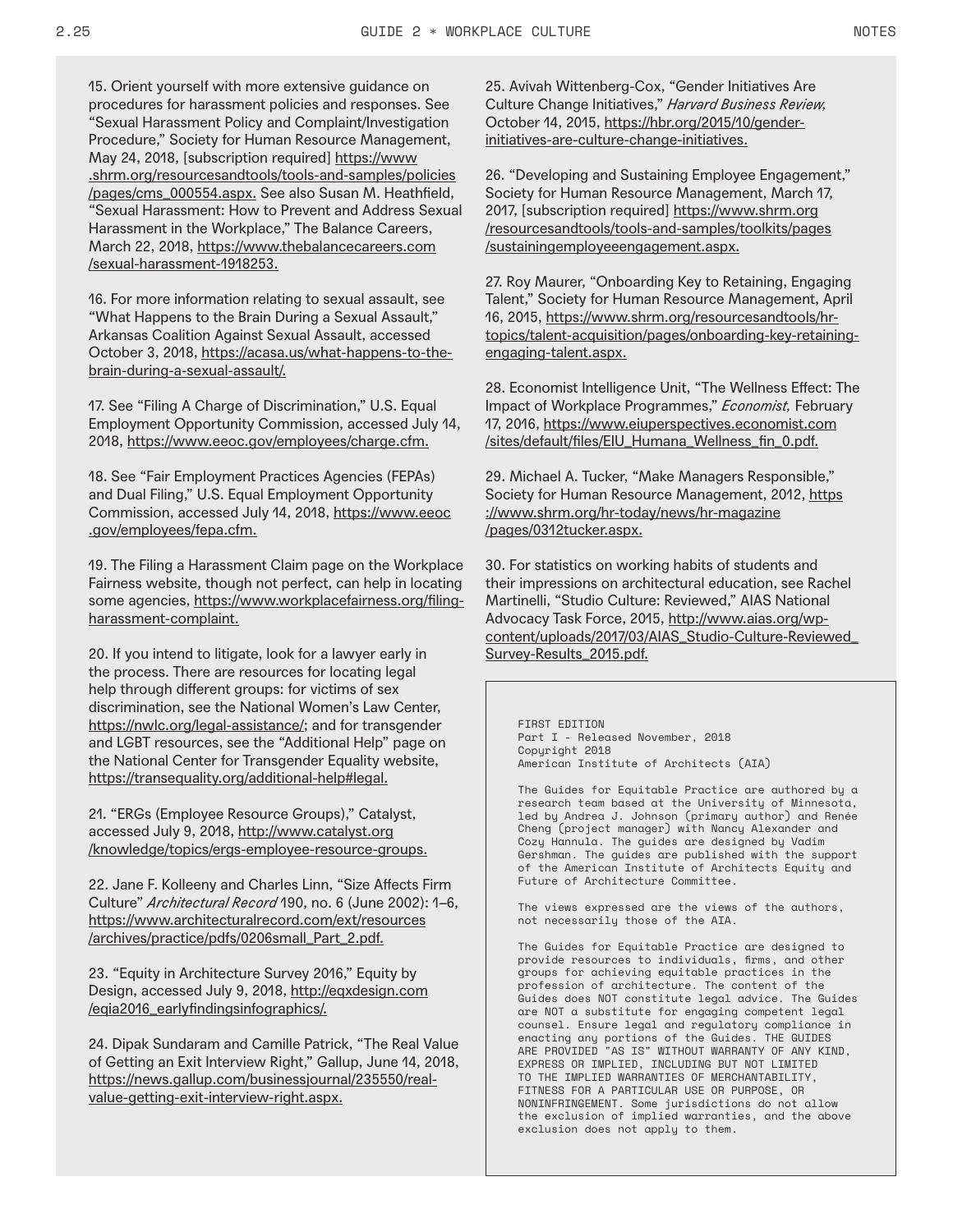15. Orient yourself with more extensive guidance on procedures for harassment policies and responses. See "Sexual Harassment Policy and Complaint/Investigation Procedure," Society for Human Resource Management, May 24, 2018, [subscription required] https://www.shrm.org/resourcesandtools/tools-and-samples/policies/pages/cms_000554.aspx. See also Susan M. Heathfield, "Sexual Harassment: How to Prevent and Address Sexual Harassment in the Workplace," The Balance Careers, March 22, 2018, https://www.thebalancecareers.com/sexual-harassment-1918253.

16. For more information relating to sexual assault, see "What Happens to the Brain During a Sexual Assault," Arkansas Coalition Against Sexual Assault, accessed October 3, 2018, https://acasa.us/what-happens-to-the-brain-during-a-sexual-assault/.

17. See "Filing A Charge of Discrimination," U.S. Equal Employment Opportunity Commission, accessed July 14, 2018, https://www.eeoc.gov/employees/charge.cfm.

18. See "Fair Employment Practices Agencies (FEPAs) and Dual Filing," U.S. Equal Employment Opportunity Commission, accessed July 14, 2018, https://www.eeoc.gov/employees/fepa.cfm.

19. The Filing a Harassment Claim page on the Workplace Fairness website, though not perfect, can help in locating some agencies, https://www.workplacefairness.org/filing-harassment-complaint.

20. If you intend to litigate, look for a lawyer early in the process. There are resources for locating legal help through different groups: for victims of sex discrimination, see the National Women's Law Center, https://nwlc.org/legal-assistance/; and for transgender and LGBT resources, see the "Additional Help" page on the National Center for Transgender Equality website, https://transequality.org/additional-help#legal.

21. "ERGs (Employee Resource Groups)," Catalyst, accessed July 9, 2018, http://www.catalyst.org/knowledge/topics/ergs-employee-resource-groups.

22. Jane F. Kolleeny and Charles Linn, "Size Affects Firm Culture" *Architectural Record* 190, no. 6 (June 2002): 1–6, https://www.architecturalrecord.com/ext/resources/archives/practice/pdfs/0206small_Part_2.pdf.

23. "Equity in Architecture Survey 2016," Equity by Design, accessed July 9, 2018, http://eqxdesign.com/eqia2016_earlyfindingsinfographics/.

24. Dipak Sundaram and Camille Patrick, "The Real Value of Getting an Exit Interview Right," Gallup, June 14, 2018, https://news.gallup.com/businessjournal/235550/real-value-getting-exit-interview-right.aspx.

25. Avivah Wittenberg-Cox, "Gender Initiatives Are Culture Change Initiatives," *Harvard Business Review*, October 14, 2015, https://hbr.org/2015/10/gender-initiatives-are-culture-change-initiatives.

26. "Developing and Sustaining Employee Engagement," Society for Human Resource Management, March 17, 2017, [subscription required] https://www.shrm.org/resourcesandtools/tools-and-samples/toolkits/pages/sustainingemployeeengagement.aspx.

27. Roy Maurer, "Onboarding Key to Retaining, Engaging Talent," Society for Human Resource Management, April 16, 2015, https://www.shrm.org/resourcesandtools/hr-topics/talent-acquisition/pages/onboarding-key-retaining-engaging-talent.aspx.

28. Economist Intelligence Unit, "The Wellness Effect: The Impact of Workplace Programmes," *Economist,* February 17, 2016, https://www.eiuperspectives.economist.com/sites/default/files/EIU_Humana_Wellness_fin_0.pdf.

29. Michael A. Tucker, "Make Managers Responsible," Society for Human Resource Management, 2012, https://www.shrm.org/hr-today/news/hr-magazine/pages/0312tucker.aspx.

30. For statistics on working habits of students and their impressions on architectural education, see Rachel Martinelli, "Studio Culture: Reviewed," AIAS National Advocacy Task Force, 2015, http://www.aias.org/wp-content/uploads/2017/03/AIAS_Studio-Culture-Reviewed_Survey-Results_2015.pdf.

FIRST EDITION
Part I - Released November, 2018
Copyright 2018
American Institute of Architects (AIA)

The Guides for Equitable Practice are authored by a research team based at the University of Minnesota, led by Andrea J. Johnson (primary author) and Renée Cheng (project manager) with Nancy Alexander and Cozy Hannula. The guides are designed by Vadim Gershman. The guides are published with the support of the American Institute of Architects Equity and Future of Architecture Committee.

The views expressed are the views of the authors, not necessarily those of the AIA.

The Guides for Equitable Practice are designed to provide resources to individuals, firms, and other groups for achieving equitable practices in the profession of architecture. The content of the Guides does NOT constitute legal advice. The Guides are NOT a substitute for engaging competent legal counsel. Ensure legal and regulatory compliance in enacting any portions of the Guides. THE GUIDES ARE PROVIDED "AS IS" WITHOUT WARRANTY OF ANY KIND, EXPRESS OR IMPLIED, INCLUDING BUT NOT LIMITED TO THE IMPLIED WARRANTIES OF MERCHANTABILITY, FITNESS FOR A PARTICULAR USE OR PURPOSE, OR NONINFRINGEMENT. Some jurisdictions do not allow the exclusion of implied warranties, and the above exclusion does not apply to them.